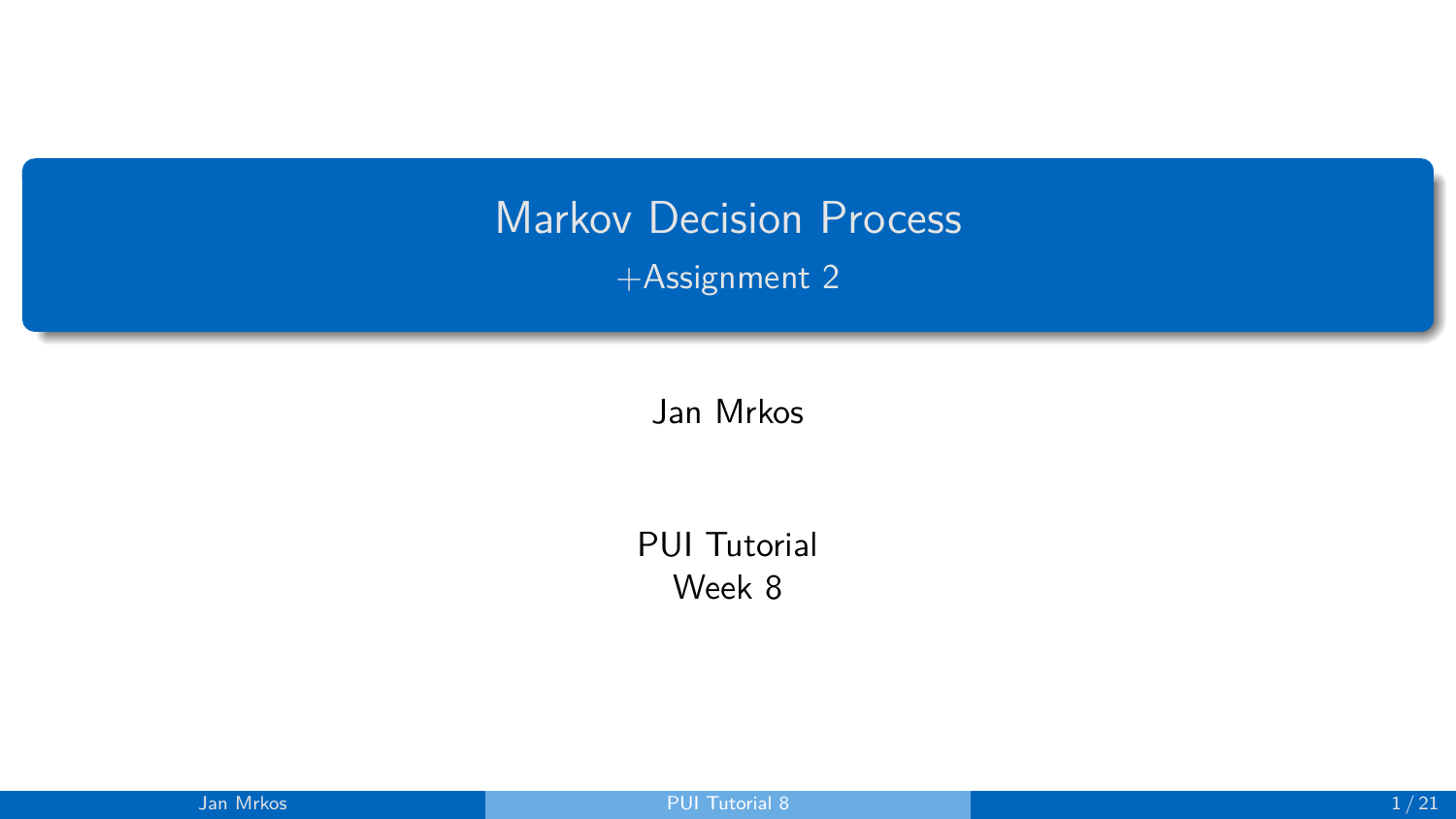# Markov Decision Process

+Assignment 2

Jan Mrkos

PUI Tutorial
Week 8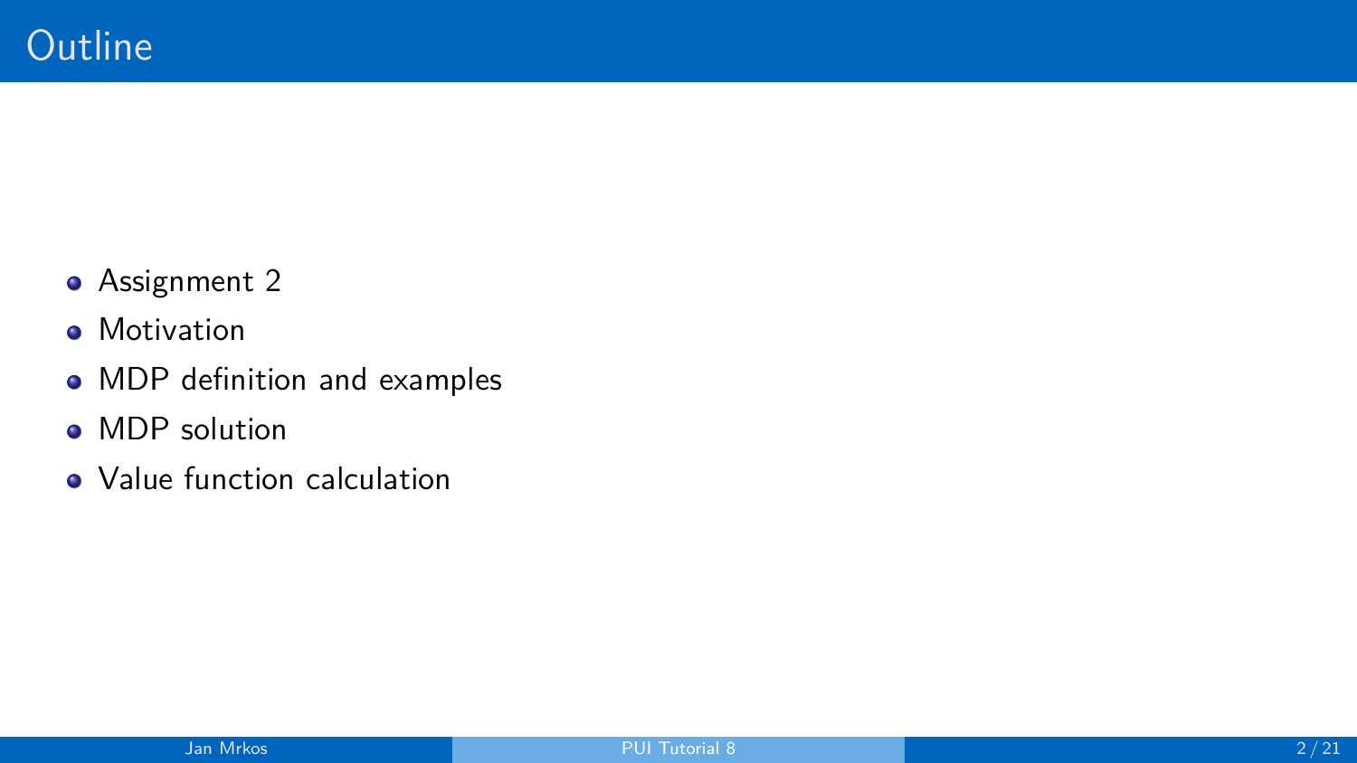# Outline

- Assignment 2
- Motivation
- MDP definition and examples
- MDP solution
- Value function calculation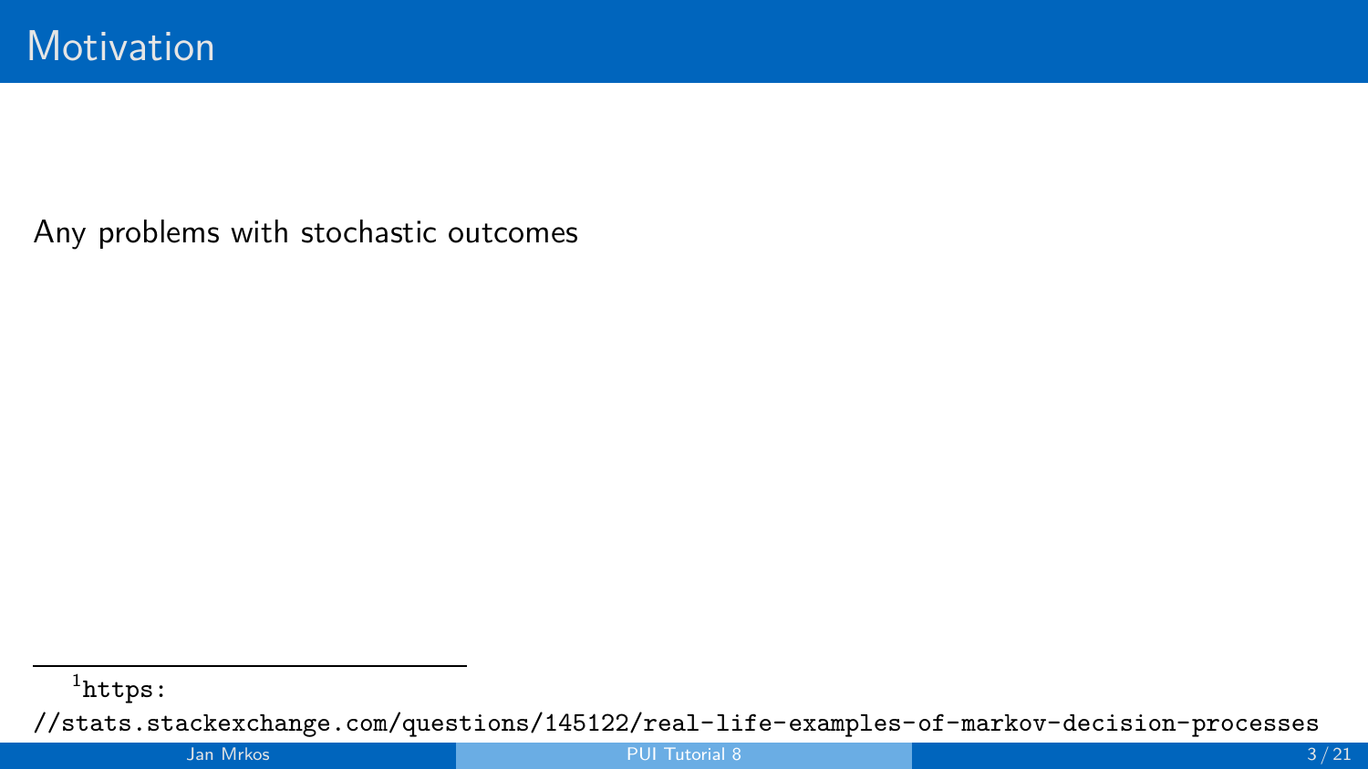# Motivation

Any problems with stochastic outcomes

[1] https://stats.stackexchange.com/questions/145122/real-life-examples-of-markov-decision-processes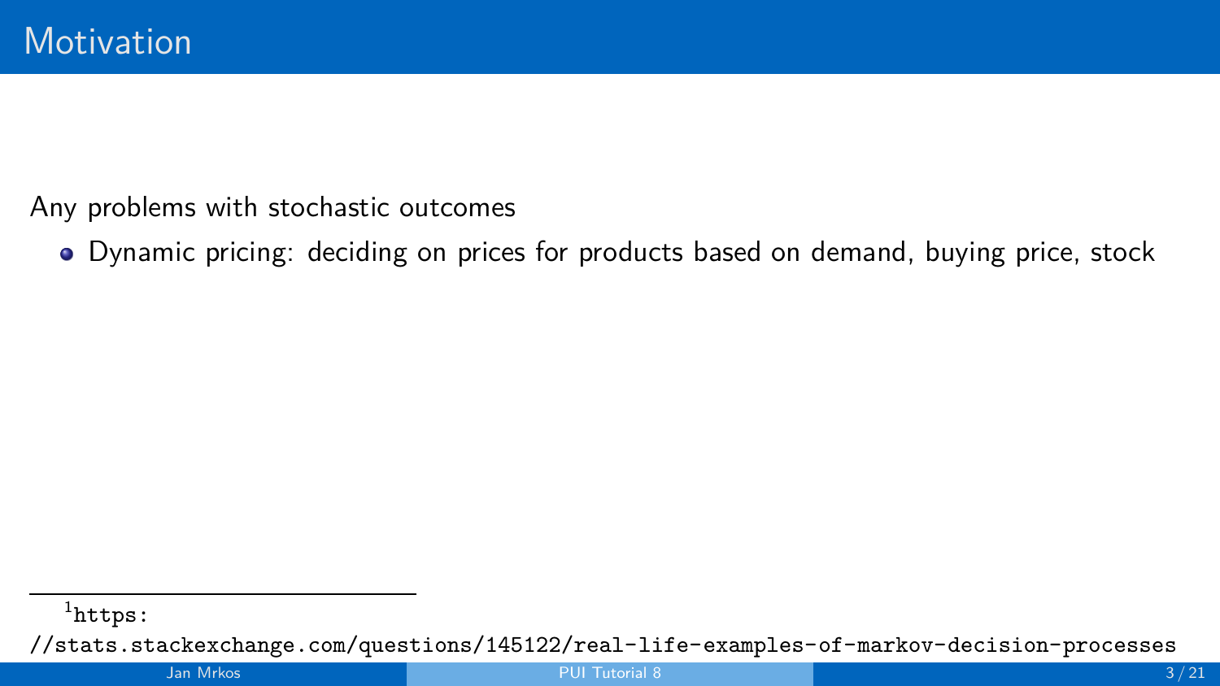# Motivation

Any problems with stochastic outcomes

- Dynamic pricing: deciding on prices for products based on demand, buying price, stock

[1] https://stats.stackexchange.com/questions/145122/real-life-examples-of-markov-decision-processes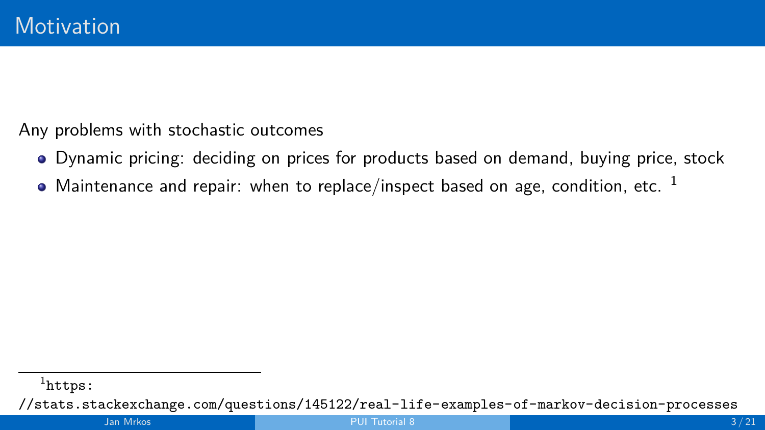# Motivation

Any problems with stochastic outcomes

- Dynamic pricing: deciding on prices for products based on demand, buying price, stock
- Maintenance and repair: when to replace/inspect based on age, condition, etc. [1]

[1] https://stats.stackexchange.com/questions/145122/real-life-examples-of-markov-decision-processes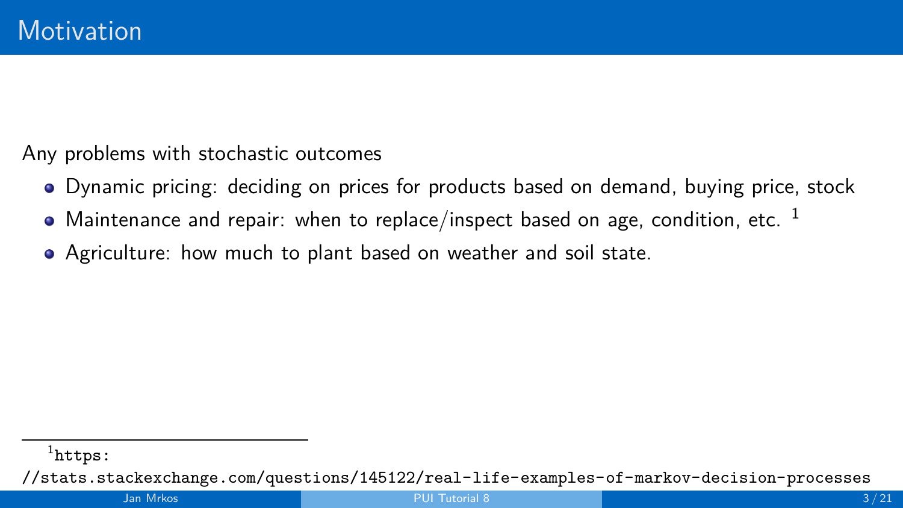# Motivation

Any problems with stochastic outcomes

- Dynamic pricing: deciding on prices for products based on demand, buying price, stock
- Maintenance and repair: when to replace/inspect based on age, condition, etc. [1]
- Agriculture: how much to plant based on weather and soil state.

[1] https://stats.stackexchange.com/questions/145122/real-life-examples-of-markov-decision-processes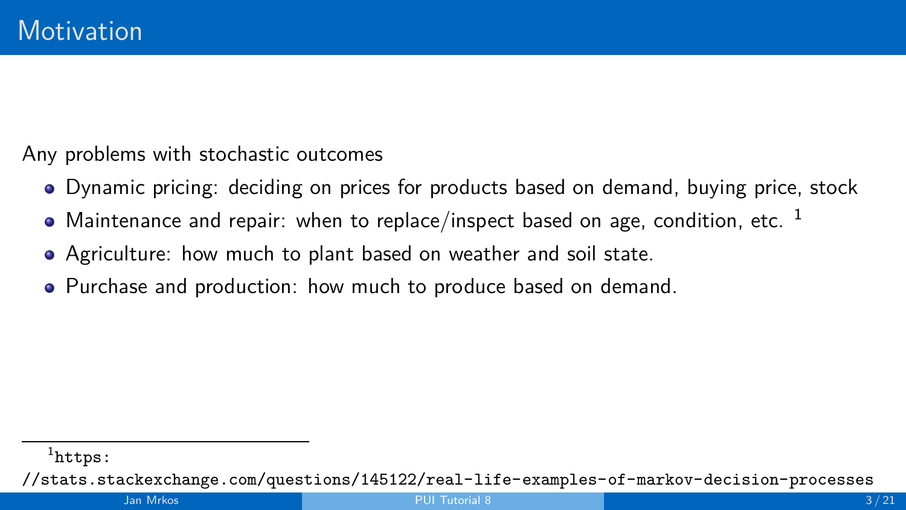# Motivation

Any problems with stochastic outcomes

- Dynamic pricing: deciding on prices for products based on demand, buying price, stock
- Maintenance and repair: when to replace/inspect based on age, condition, etc. [1]
- Agriculture: how much to plant based on weather and soil state.
- Purchase and production: how much to produce based on demand.

---

[1] https://stats.stackexchange.com/questions/145122/real-life-examples-of-markov-decision-processes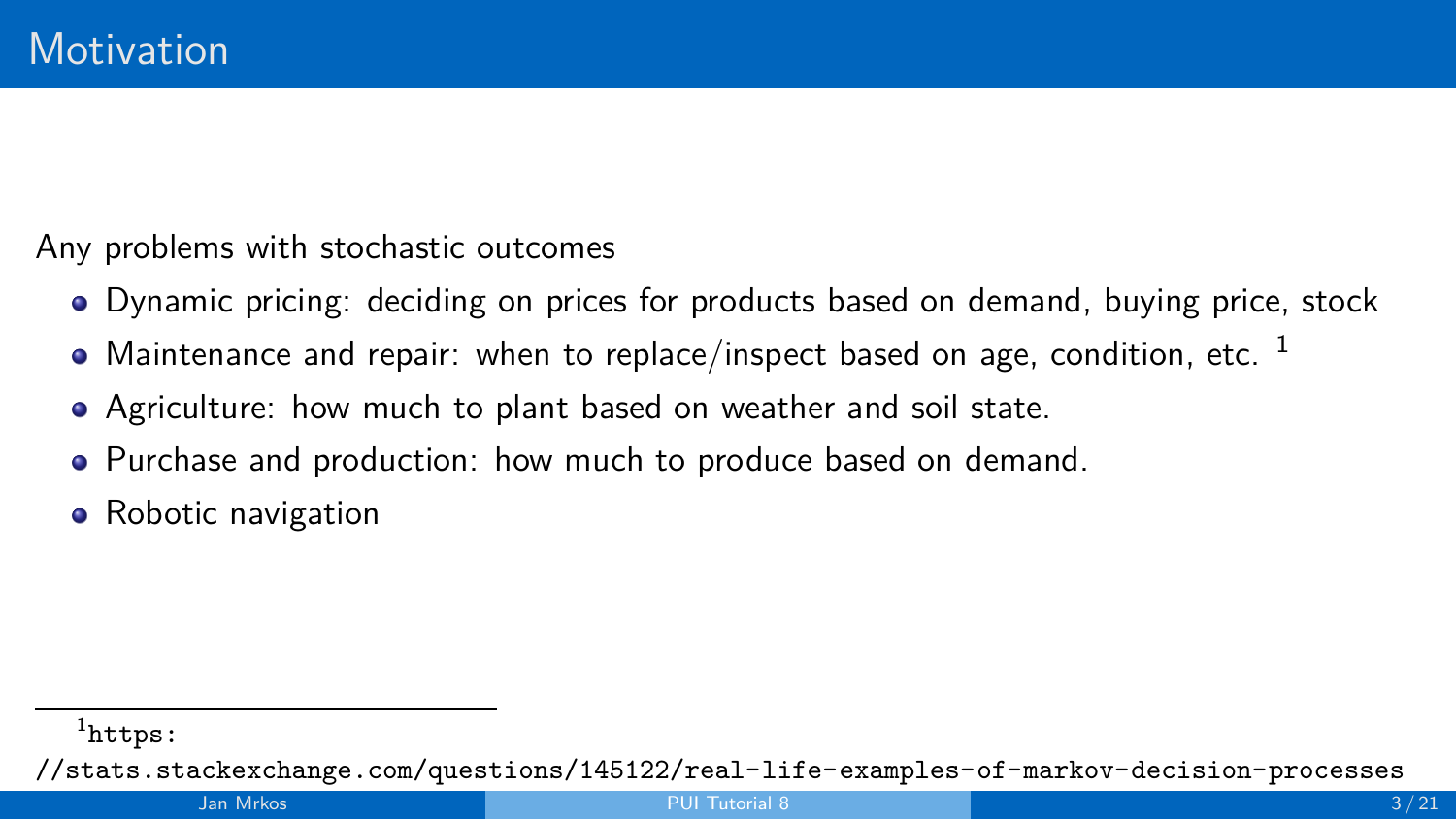# Motivation

Any problems with stochastic outcomes

- Dynamic pricing: deciding on prices for products based on demand, buying price, stock
- Maintenance and repair: when to replace/inspect based on age, condition, etc. [1]
- Agriculture: how much to plant based on weather and soil state.
- Purchase and production: how much to produce based on demand.
- Robotic navigation

[1] https://stats.stackexchange.com/questions/145122/real-life-examples-of-markov-decision-processes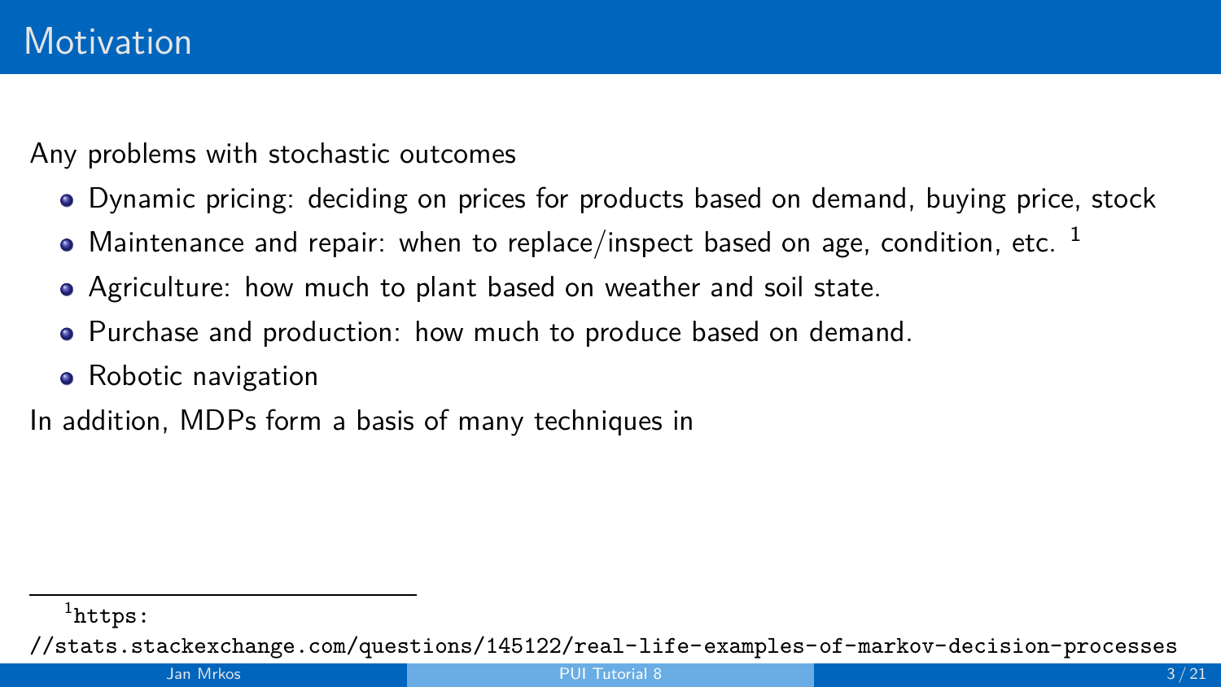# Motivation

Any problems with stochastic outcomes

- Dynamic pricing: deciding on prices for products based on demand, buying price, stock
- Maintenance and repair: when to replace/inspect based on age, condition, etc. [1]
- Agriculture: how much to plant based on weather and soil state.
- Purchase and production: how much to produce based on demand.
- Robotic navigation

In addition, MDPs form a basis of many techniques in

[1] https://stats.stackexchange.com/questions/145122/real-life-examples-of-markov-decision-processes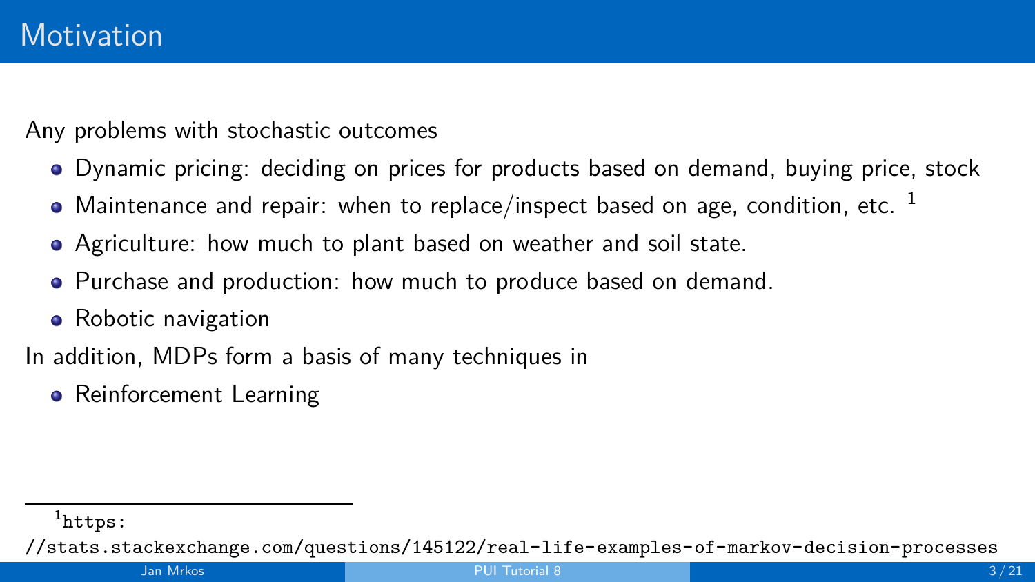# Motivation

Any problems with stochastic outcomes

- Dynamic pricing: deciding on prices for products based on demand, buying price, stock
- Maintenance and repair: when to replace/inspect based on age, condition, etc. [1]
- Agriculture: how much to plant based on weather and soil state.
- Purchase and production: how much to produce based on demand.
- Robotic navigation

In addition, MDPs form a basis of many techniques in

- Reinforcement Learning

[1] https://stats.stackexchange.com/questions/145122/real-life-examples-of-markov-decision-processes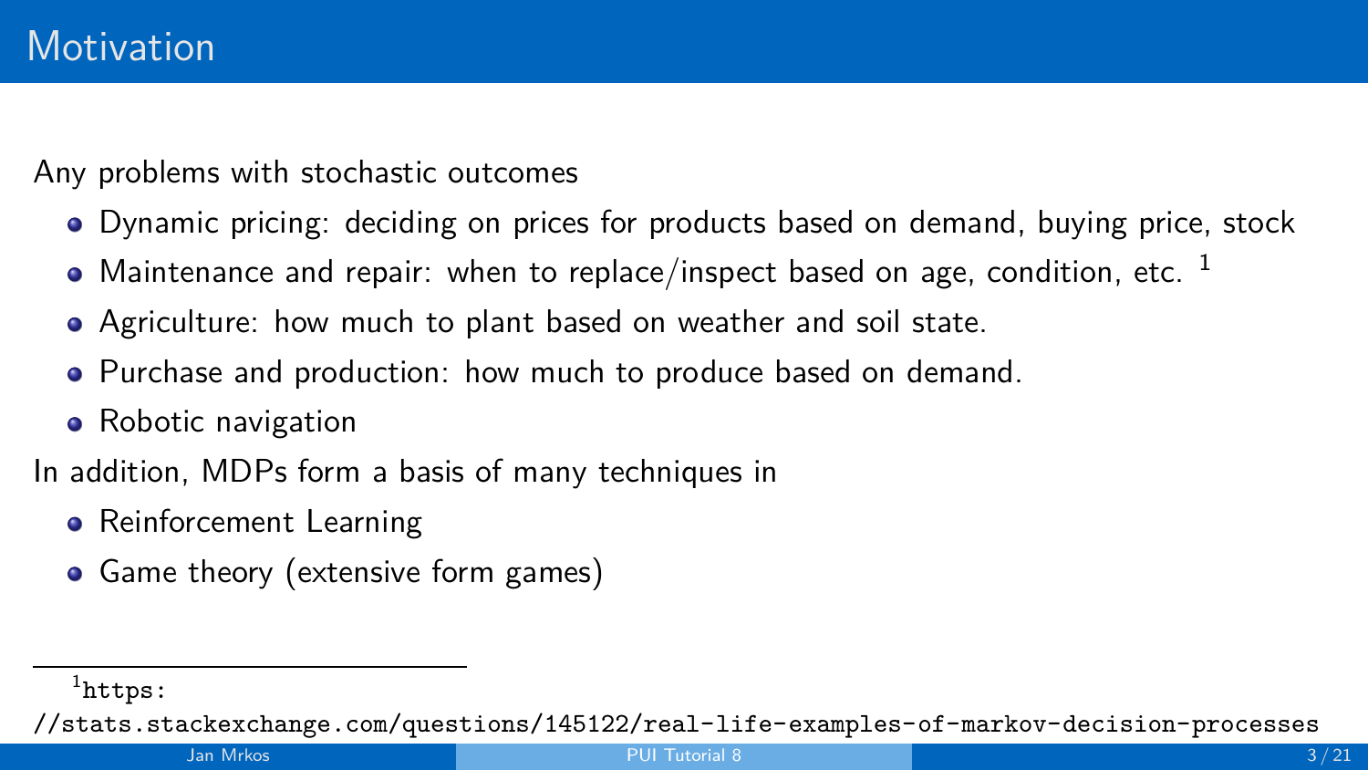# Motivation

Any problems with stochastic outcomes

- Dynamic pricing: deciding on prices for products based on demand, buying price, stock
- Maintenance and repair: when to replace/inspect based on age, condition, etc. [1]
- Agriculture: how much to plant based on weather and soil state.
- Purchase and production: how much to produce based on demand.
- Robotic navigation

In addition, MDPs form a basis of many techniques in

- Reinforcement Learning
- Game theory (extensive form games)

---

[1] https://stats.stackexchange.com/questions/145122/real-life-examples-of-markov-decision-processes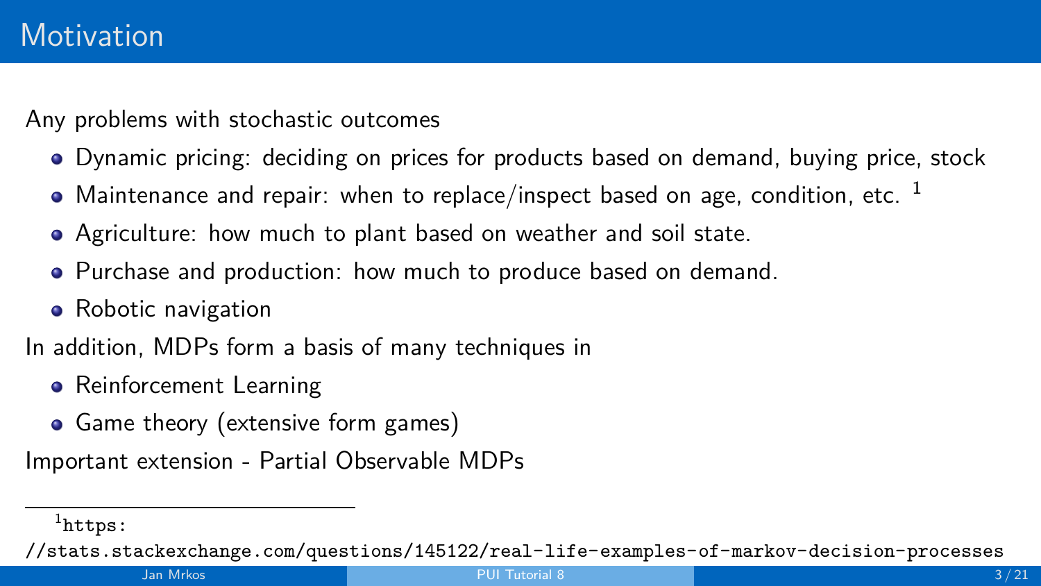# Motivation

Any problems with stochastic outcomes

- Dynamic pricing: deciding on prices for products based on demand, buying price, stock
- Maintenance and repair: when to replace/inspect based on age, condition, etc. [1]
- Agriculture: how much to plant based on weather and soil state.
- Purchase and production: how much to produce based on demand.
- Robotic navigation

In addition, MDPs form a basis of many techniques in

- Reinforcement Learning
- Game theory (extensive form games)

Important extension - Partial Observable MDPs

---

[1] `https://stats.stackexchange.com/questions/145122/real-life-examples-of-markov-decision-processes`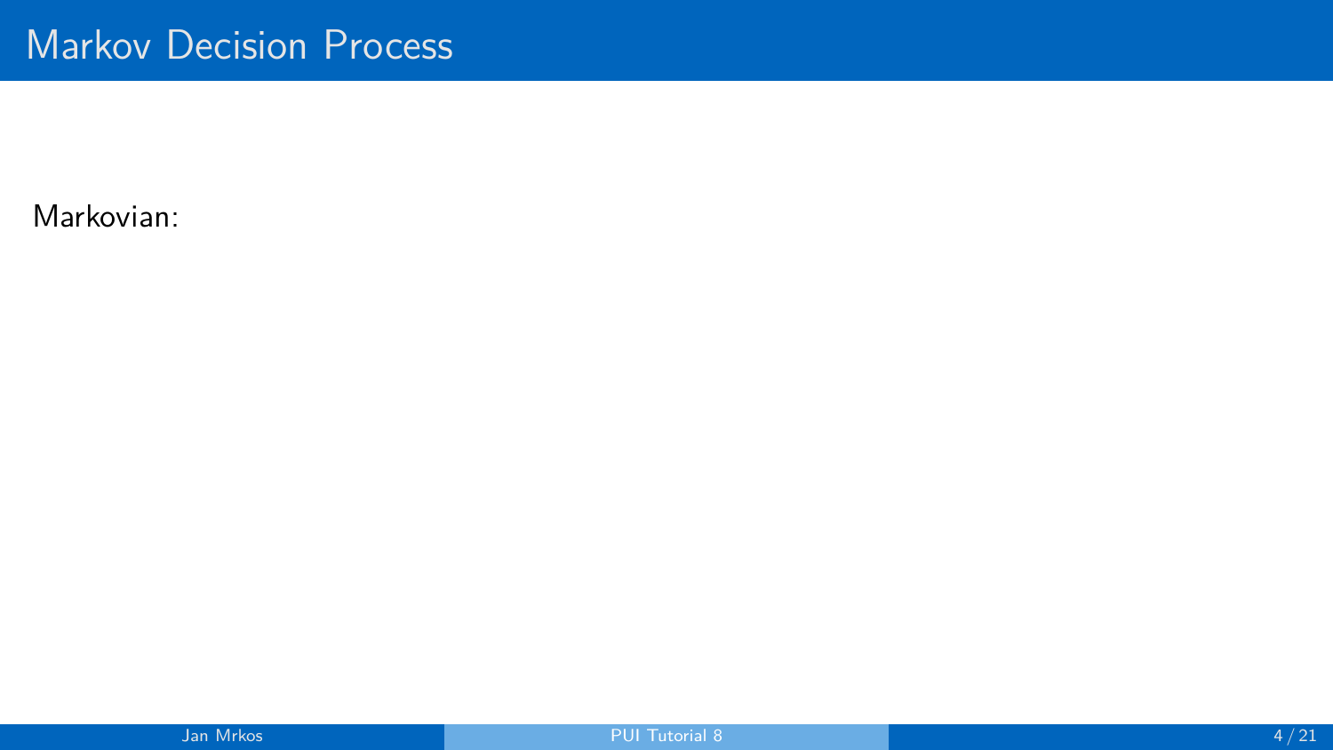# Markov Decision Process

Markovian: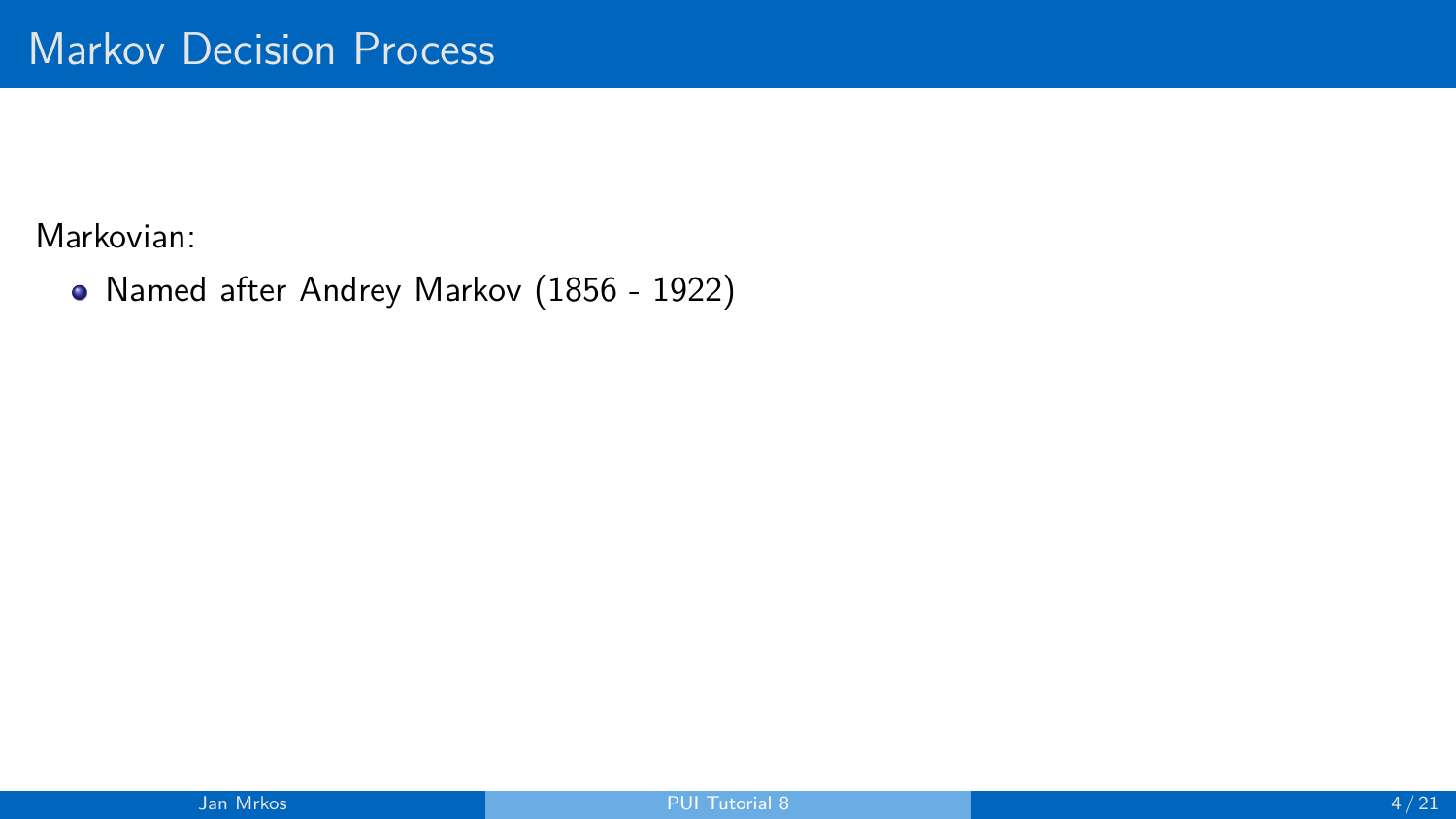# Markov Decision Process

Markovian:

- Named after Andrey Markov (1856 - 1922)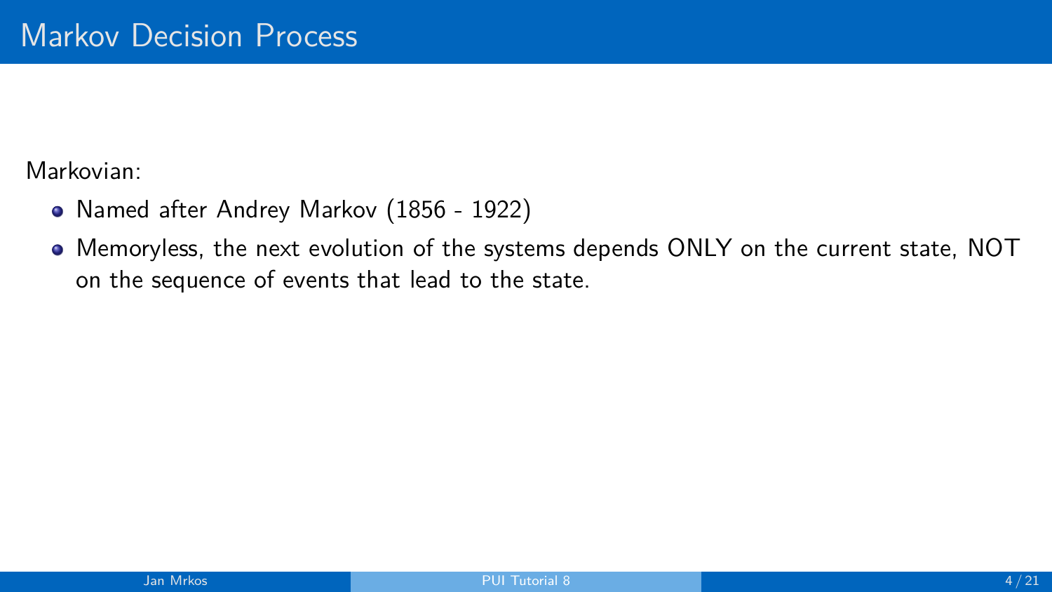# Markov Decision Process

Markovian:

- Named after Andrey Markov (1856 - 1922)
- Memoryless, the next evolution of the systems depends ONLY on the current state, NOT on the sequence of events that lead to the state.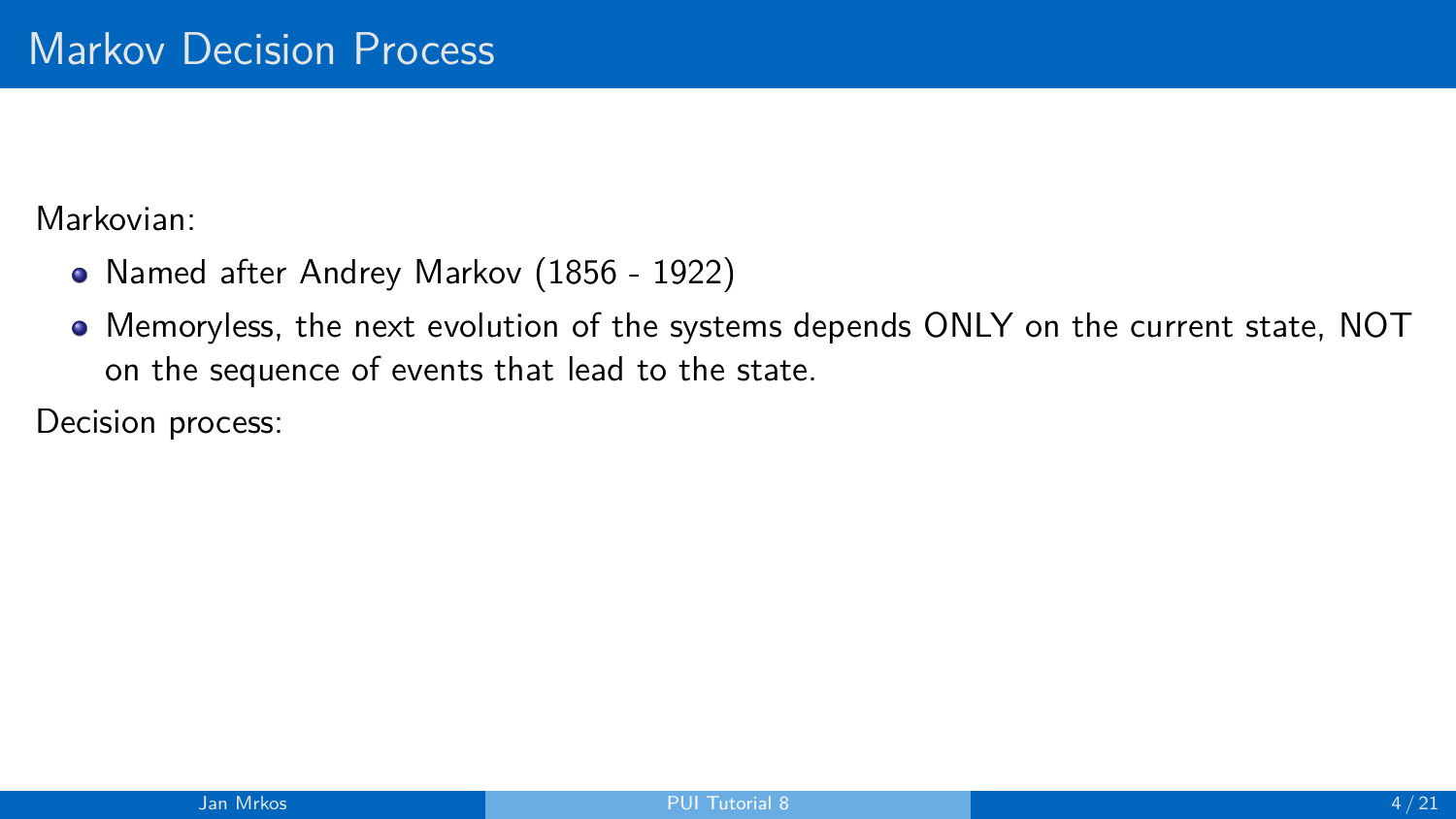# Markov Decision Process

Markovian:

- Named after Andrey Markov (1856 - 1922)
- Memoryless, the next evolution of the systems depends ONLY on the current state, NOT on the sequence of events that lead to the state.

Decision process: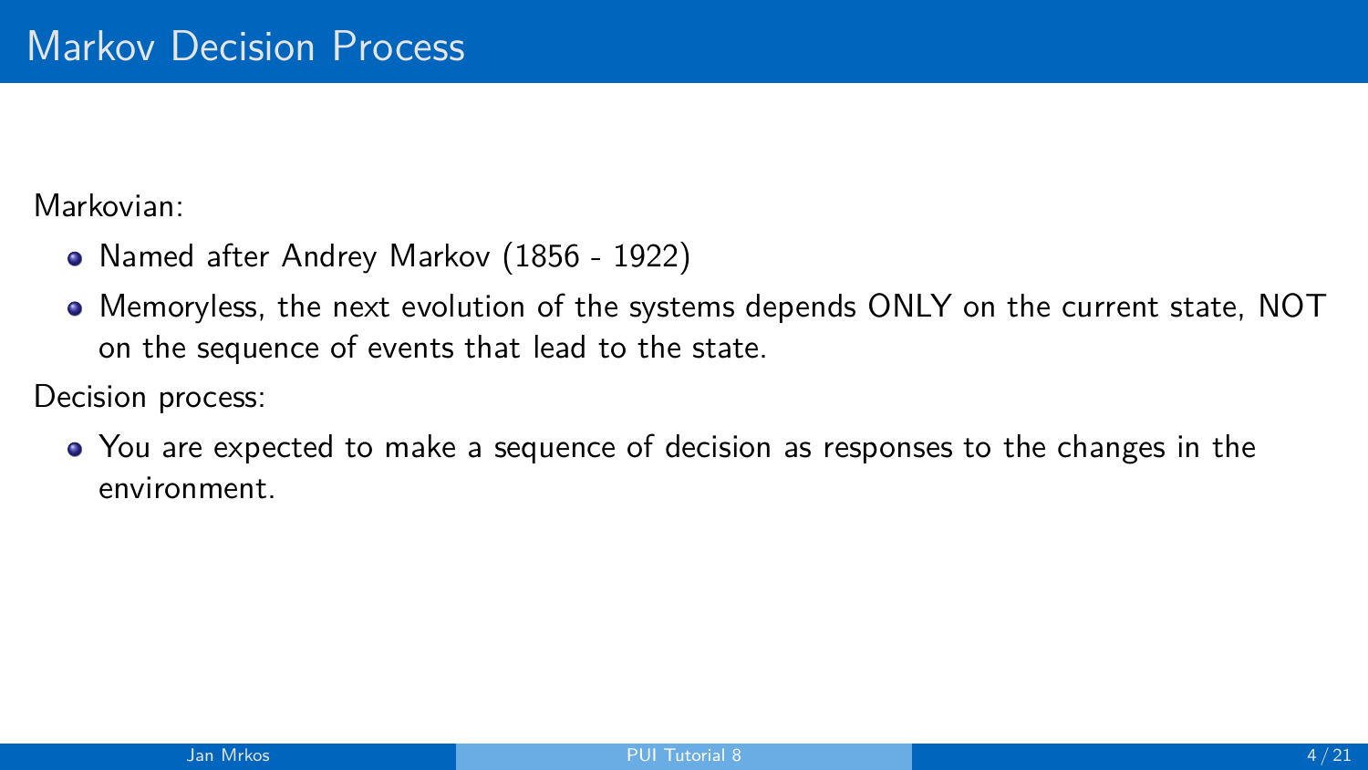# Markov Decision Process

Markovian:

- Named after Andrey Markov (1856 - 1922)
- Memoryless, the next evolution of the systems depends ONLY on the current state, NOT on the sequence of events that lead to the state.

Decision process:

- You are expected to make a sequence of decision as responses to the changes in the environment.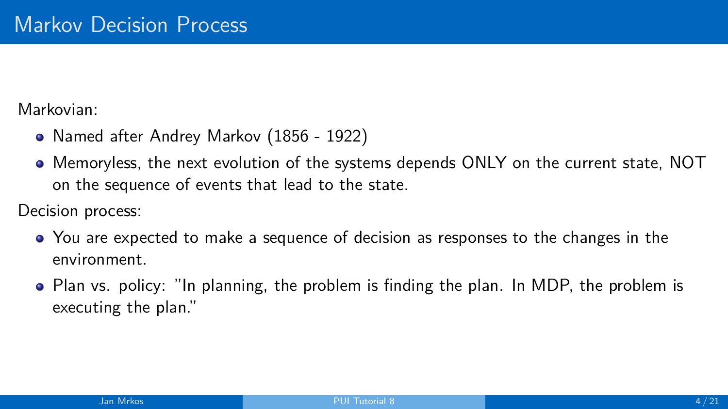# Markov Decision Process

Markovian:

- Named after Andrey Markov (1856 - 1922)
- Memoryless, the next evolution of the systems depends ONLY on the current state, NOT on the sequence of events that lead to the state.

Decision process:

- You are expected to make a sequence of decision as responses to the changes in the environment.
- Plan vs. policy: "In planning, the problem is finding the plan. In MDP, the problem is executing the plan."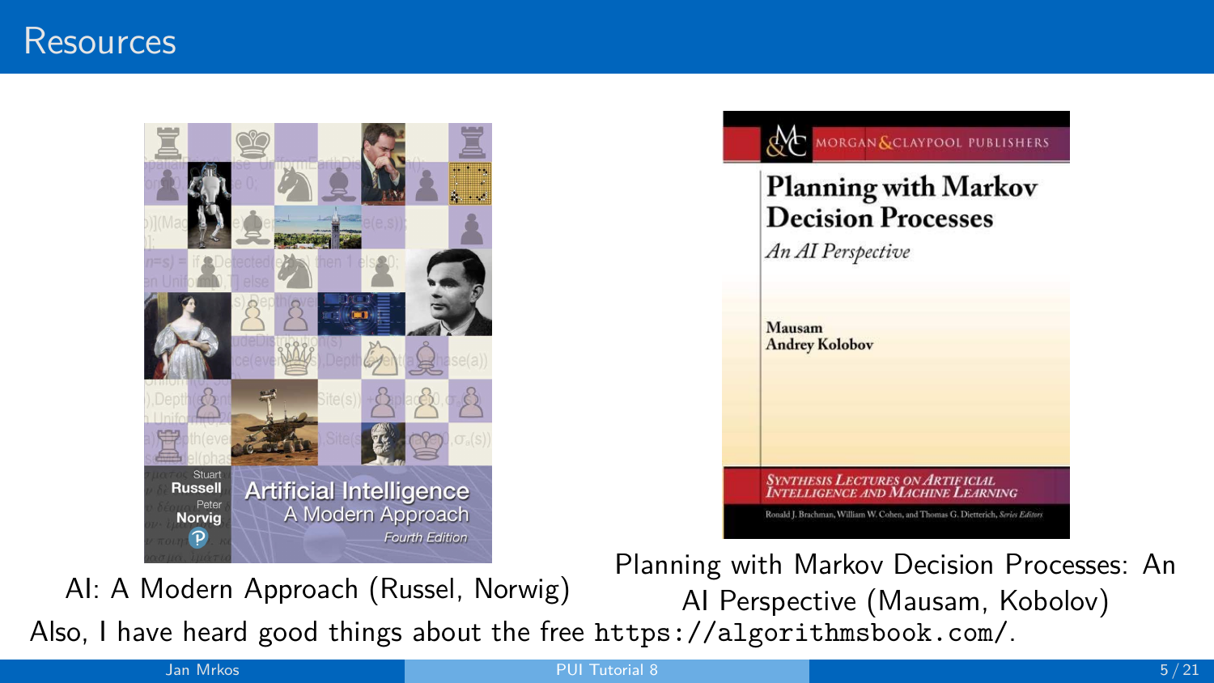# Resources

AI: A Modern Approach (Russel, Norwig)

Planning with Markov Decision Processes: An AI Perspective (Mausam, Kobolov)

Also, I have heard good things about the free `https://algorithmsbook.com/`.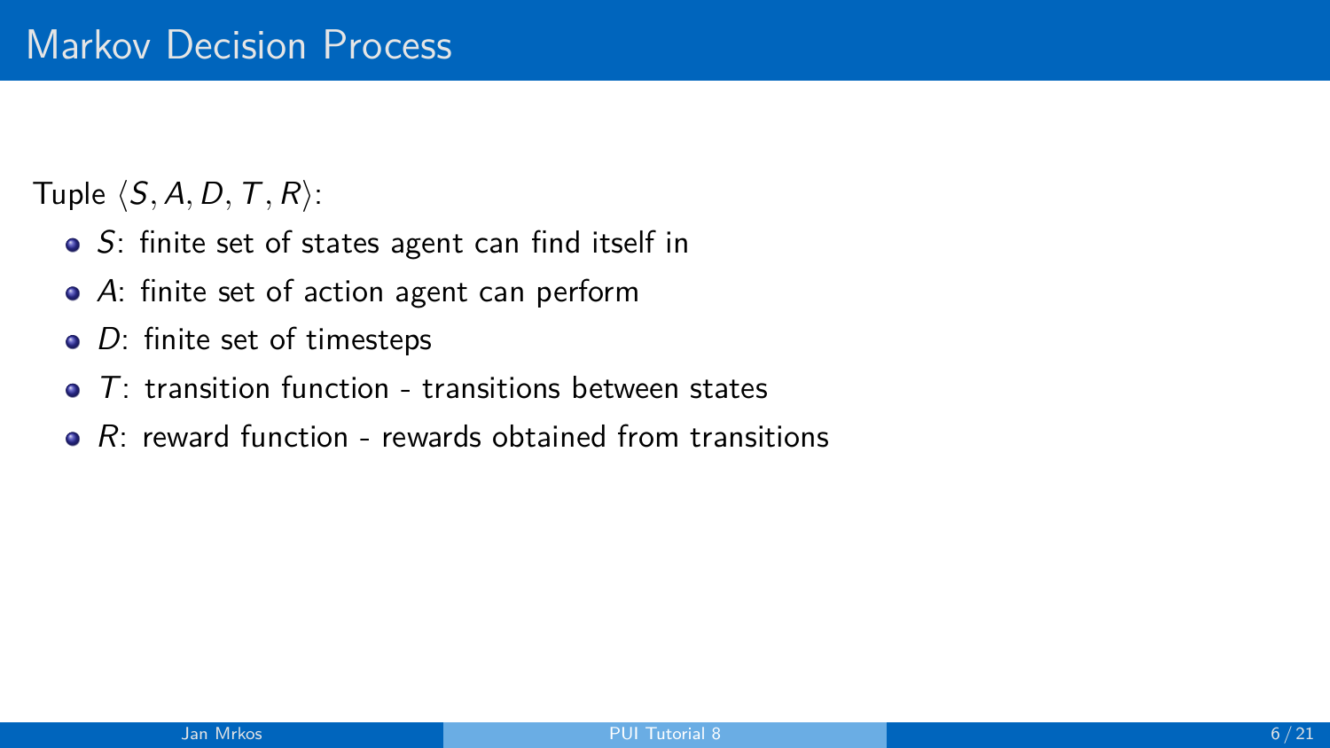# Markov Decision Process

Tuple $\langle S, A, D, T, R \rangle$:

- $S$: finite set of states agent can find itself in
- $A$: finite set of action agent can perform
- $D$: finite set of timesteps
- $T$: transition function - transitions between states
- $R$: reward function - rewards obtained from transitions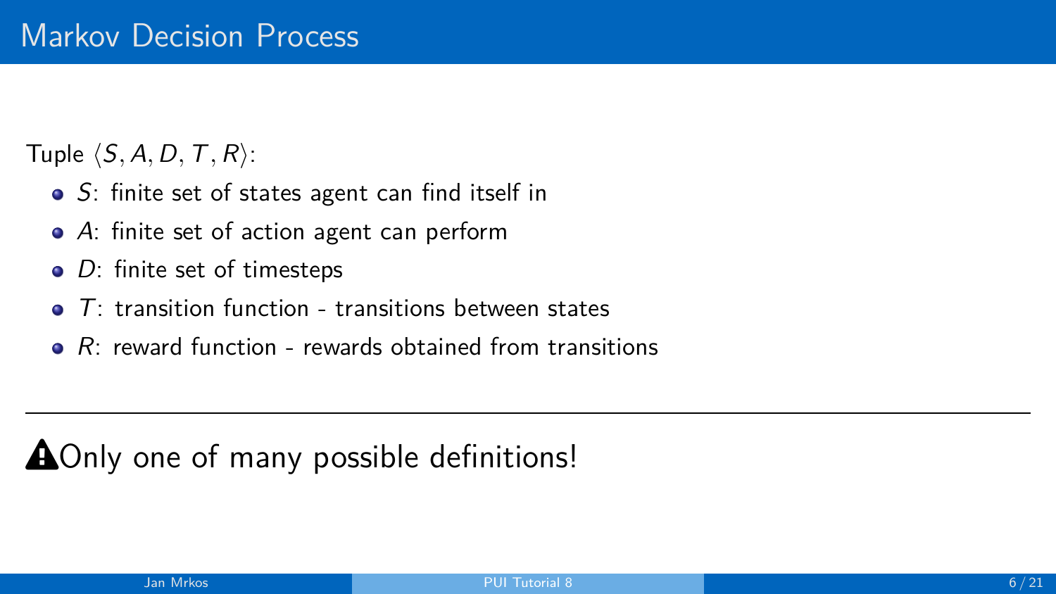# Markov Decision Process

Tuple $\langle S, A, D, T, R \rangle$:

- $S$: finite set of states agent can find itself in
- $A$: finite set of action agent can perform
- $D$: finite set of timesteps
- $T$: transition function - transitions between states
- $R$: reward function - rewards obtained from transitions

---

⚠ Only one of many possible definitions!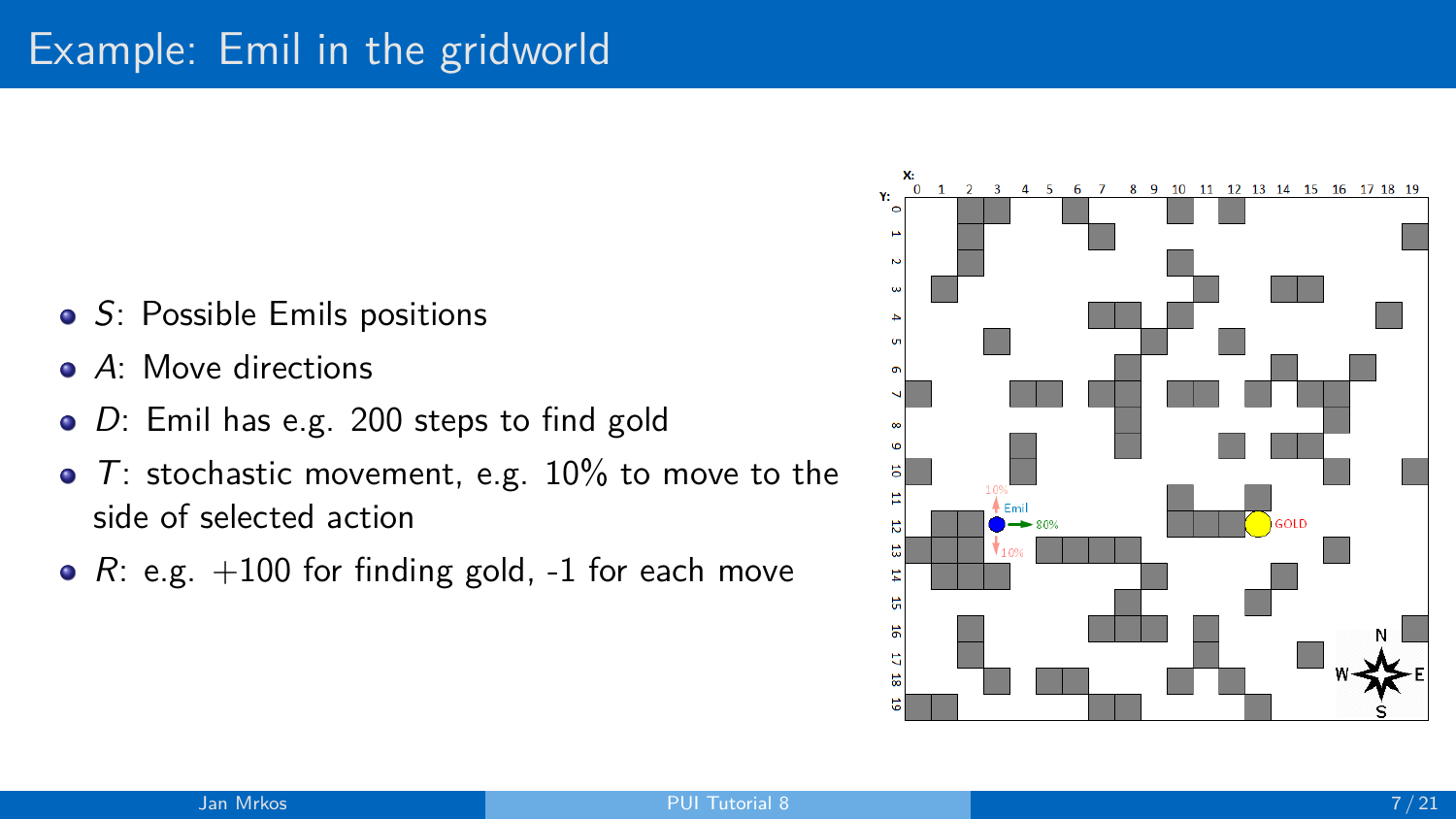# Example: Emil in the gridworld

- $S$: Possible Emils positions
- $A$: Move directions
- $D$: Emil has e.g. 200 steps to find gold
- $T$: stochastic movement, e.g. 10% to move to the side of selected action
- $R$: e.g. +100 for finding gold, -1 for each move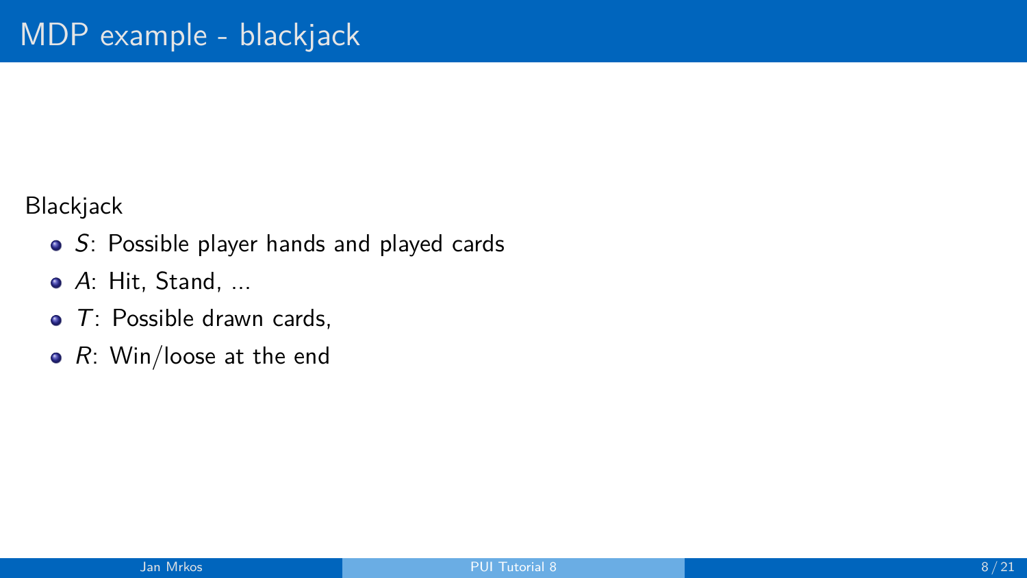# MDP example - blackjack

Blackjack

- $S$: Possible player hands and played cards
- $A$: Hit, Stand, ...
- $T$: Possible drawn cards,
- $R$: Win/loose at the end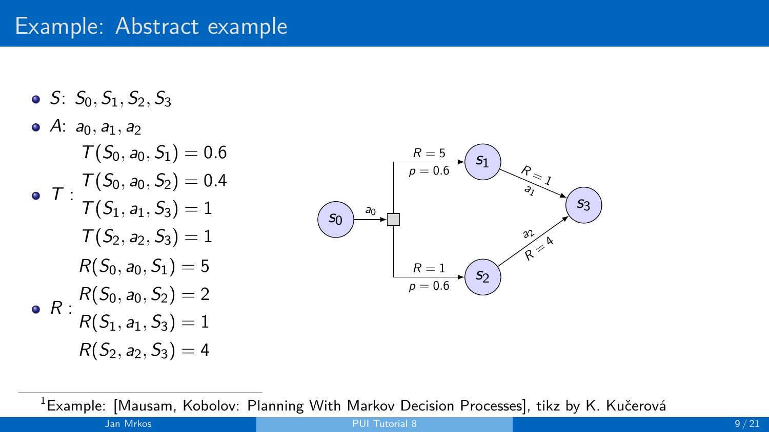# Example: Abstract example

- $S$: $S_0, S_1, S_2, S_3$
- $A$: $a_0, a_1, a_2$
- $T$:
  $$T(S_0, a_0, S_1) = 0.6$$
  $$T(S_0, a_0, S_2) = 0.4$$
  $$T(S_1, a_1, S_3) = 1$$
  $$T(S_2, a_2, S_3) = 1$$
- $R$:
  $$R(S_0, a_0, S_1) = 5$$
  $$R(S_0, a_0, S_2) = 2$$
  $$R(S_1, a_1, S_3) = 1$$
  $$R(S_2, a_2, S_3) = 4$$

[1] Example: [Mausam, Kobolov: Planning With Markov Decision Processes], tikz by K. Kučerová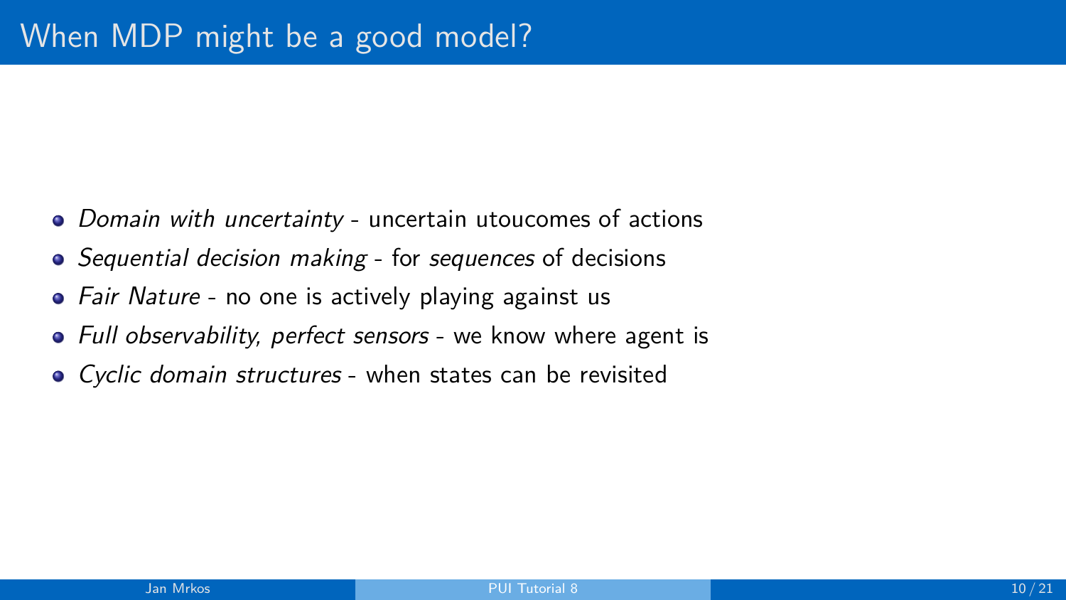# When MDP might be a good model?

- *Domain with uncertainty* - uncertain utoucomes of actions
- *Sequential decision making* - for *sequences* of decisions
- *Fair Nature* - no one is actively playing against us
- *Full observability, perfect sensors* - we know where agent is
- *Cyclic domain structures* - when states can be revisited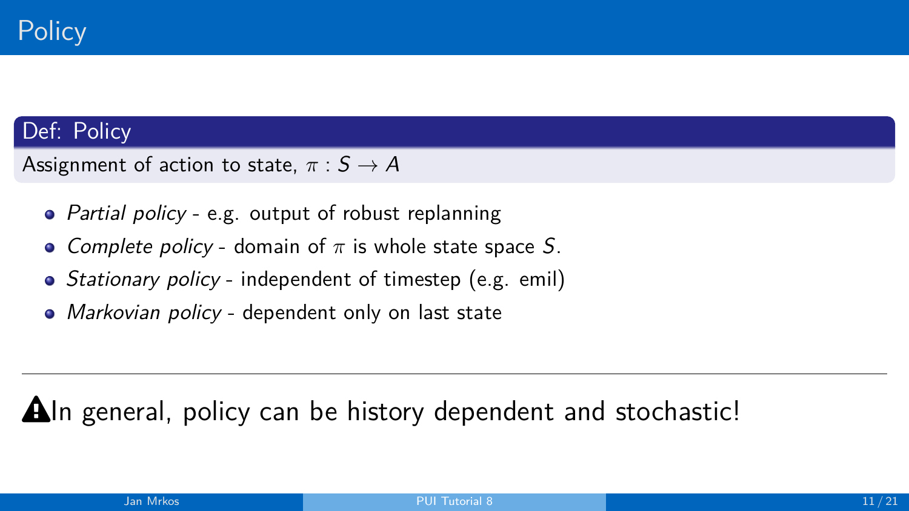# Policy

**Def: Policy**

Assignment of action to state, $\pi : S \rightarrow A$

- *Partial policy* - e.g. output of robust replanning
- *Complete policy* - domain of $\pi$ is whole state space $S$.
- *Stationary policy* - independent of timestep (e.g. emil)
- *Markovian policy* - dependent only on last state

---

⚠In general, policy can be history dependent and stochastic!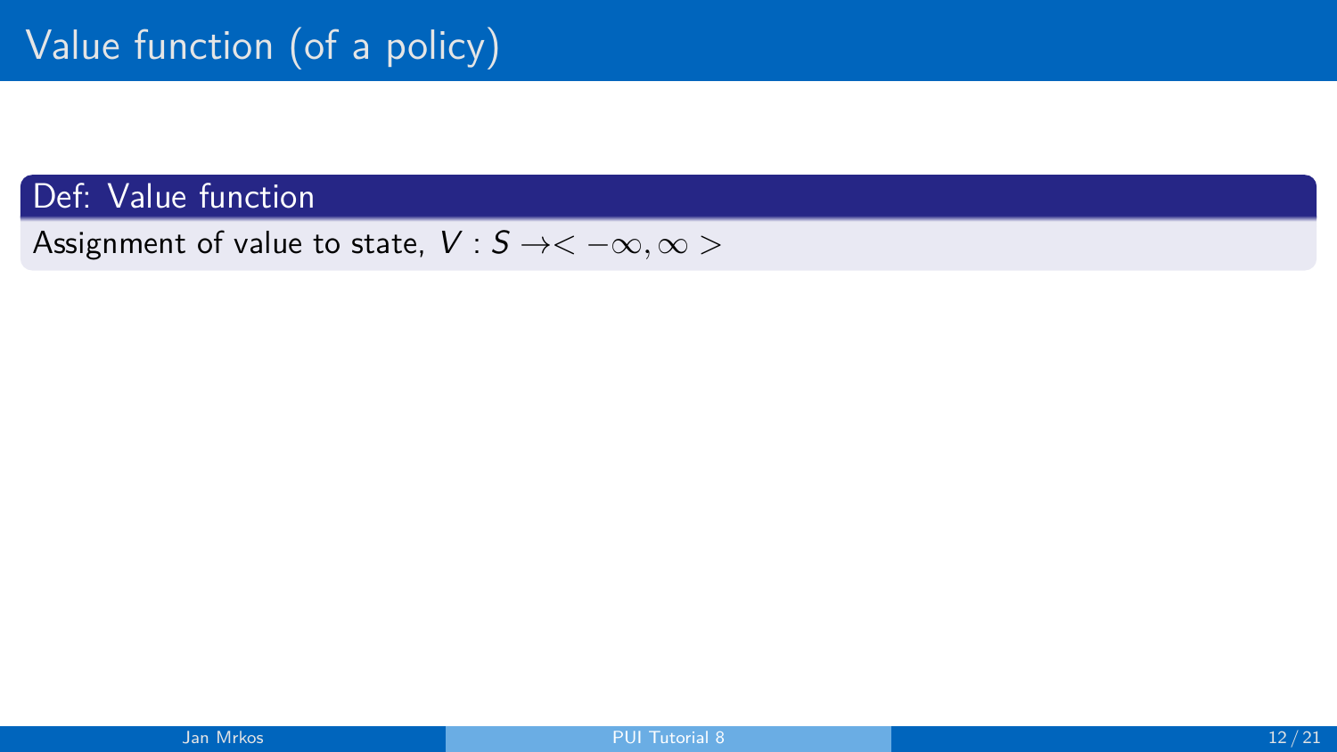# Value function (of a policy)

**Def: Value function**

Assignment of value to state, $V : S \rightarrow < -\infty, \infty >$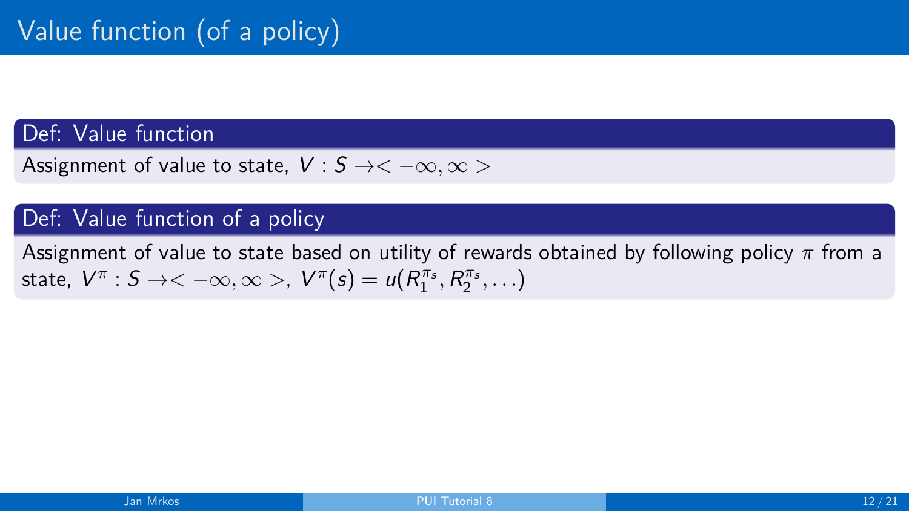# Value function (of a policy)

**Def: Value function**

Assignment of value to state, $V : S \rightarrow < -\infty, \infty >$

**Def: Value function of a policy**

Assignment of value to state based on utility of rewards obtained by following policy $\pi$ from a state, $V^{\pi} : S \rightarrow < -\infty, \infty >$, $V^{\pi}(s) = u(R_1^{\pi_s}, R_2^{\pi_s}, \ldots)$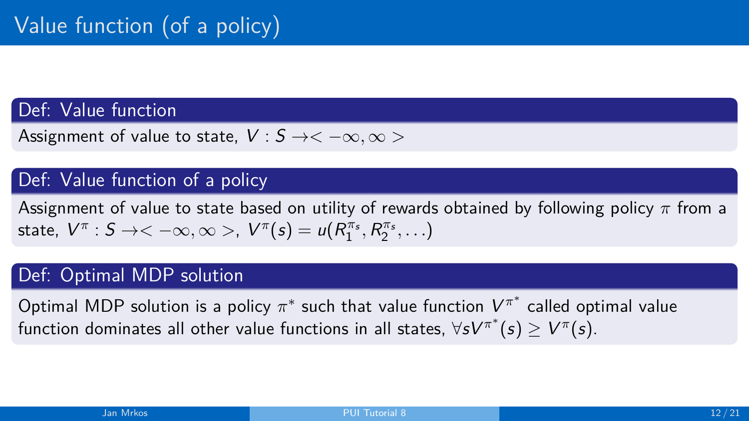# Value function (of a policy)

**Def: Value function**

Assignment of value to state, $V : S \rightarrow < -\infty, \infty >$

**Def: Value function of a policy**

Assignment of value to state based on utility of rewards obtained by following policy $\pi$ from a state, $V^{\pi} : S \rightarrow < -\infty, \infty >$, $V^{\pi}(s) = u(R_1^{\pi_s}, R_2^{\pi_s}, \ldots)$

**Def: Optimal MDP solution**

Optimal MDP solution is a policy $\pi^*$ such that value function $V^{\pi^*}$ called optimal value function dominates all other value functions in all states, $\forall s V^{\pi^*}(s) \geq V^{\pi}(s)$.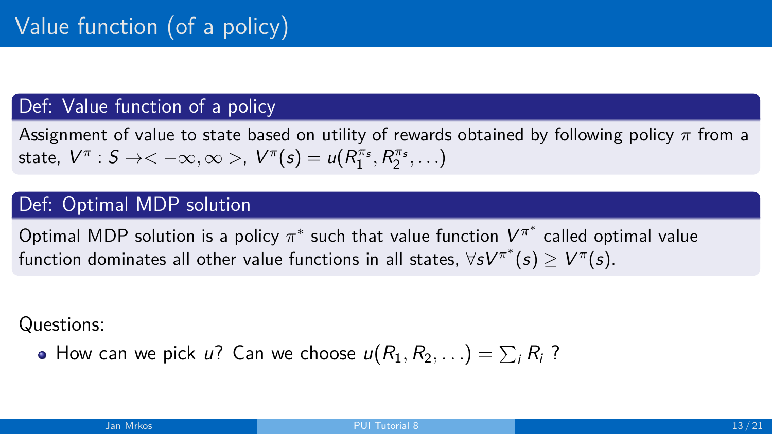# Value function (of a policy)

**Def: Value function of a policy**

Assignment of value to state based on utility of rewards obtained by following policy $\pi$ from a state, $V^\pi : S \rightarrow < -\infty, \infty >$, $V^\pi(s) = u(R_1^{\pi_s}, R_2^{\pi_s}, \ldots)$

**Def: Optimal MDP solution**

Optimal MDP solution is a policy $\pi^*$ such that value function $V^{\pi^*}$ called optimal value function dominates all other value functions in all states, $\forall s V^{\pi^*}(s) \geq V^\pi(s)$.

---

Questions:

- How can we pick $u$? Can we choose $u(R_1, R_2, \ldots) = \sum_i R_i$ ?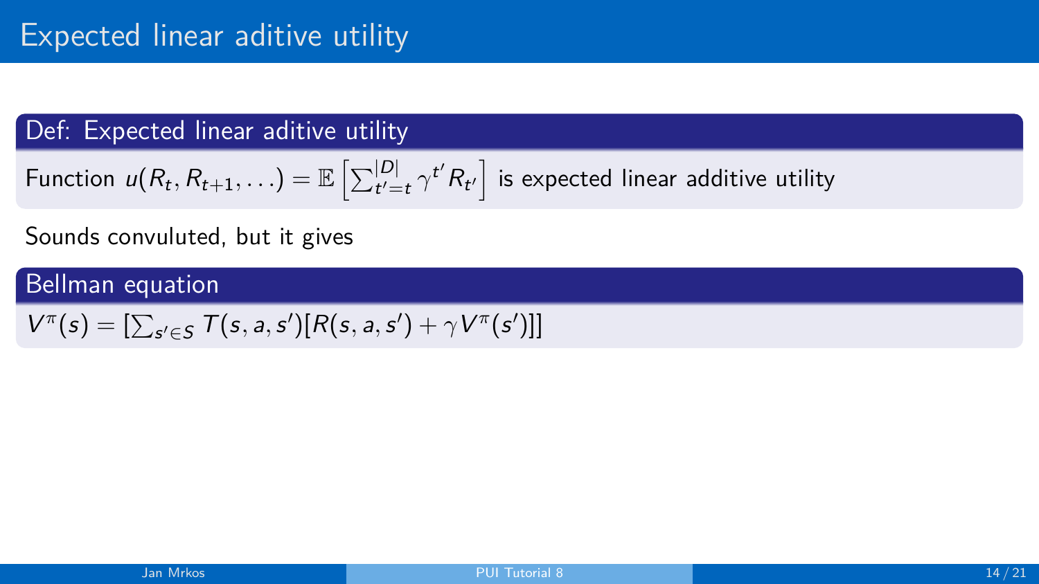# Expected linear aditive utility

**Def: Expected linear aditive utility**

Function $u(R_t, R_{t+1}, \ldots) = \mathbb{E}\left[\sum_{t'=t}^{|D|} \gamma^{t'} R_{t'}\right]$ is expected linear additive utility

Sounds convuluted, but it gives

**Bellman equation**

$V^{\pi}(s) = [\sum_{s' \in S} T(s, a, s')[R(s, a, s') + \gamma V^{\pi}(s')]]$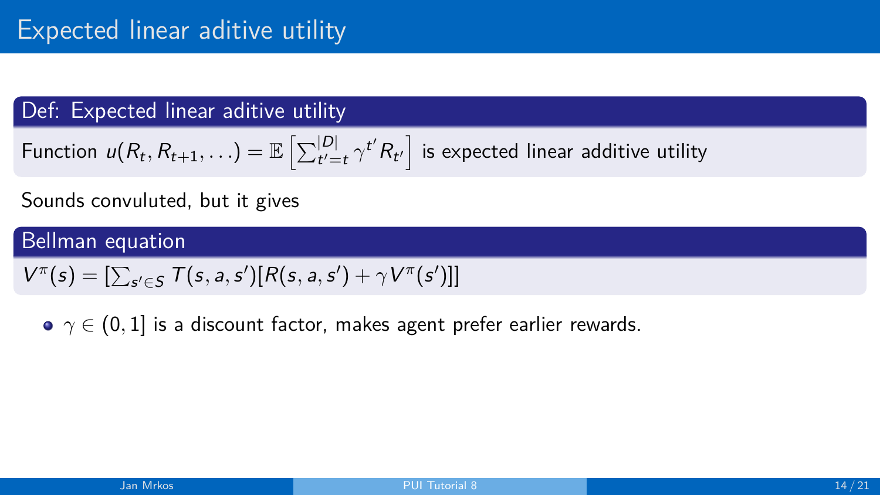# Expected linear aditive utility

**Def: Expected linear aditive utility**

Function $u(R_t, R_{t+1}, \ldots) = \mathbb{E}\left[\sum_{t'=t}^{|D|} \gamma^{t'} R_{t'}\right]$ is expected linear additive utility

Sounds convuluted, but it gives

**Bellman equation**

$V^{\pi}(s) = [\sum_{s' \in S} T(s, a, s')[R(s, a, s') + \gamma V^{\pi}(s')]]$

- $\gamma \in (0, 1]$ is a discount factor, makes agent prefer earlier rewards.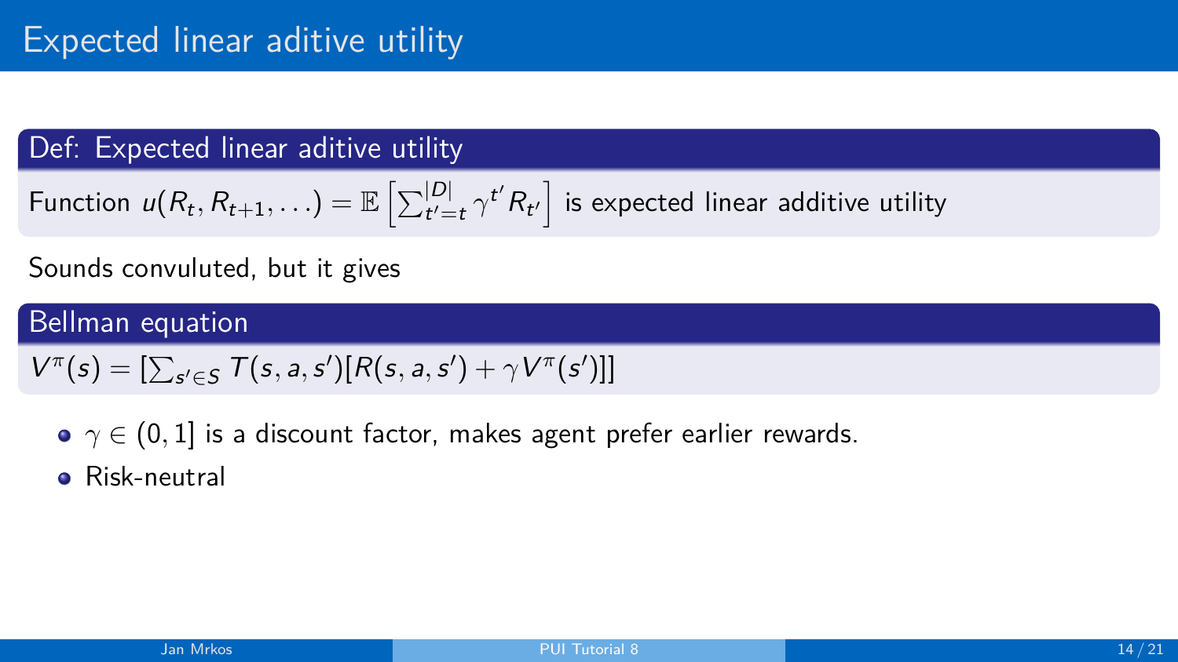# Expected linear aditive utility

**Def: Expected linear aditive utility**

Function $u(R_t, R_{t+1}, \ldots) = \mathbb{E}\left[\sum_{t'=t}^{|D|} \gamma^{t'} R_{t'}\right]$ is expected linear additive utility

Sounds convuluted, but it gives

**Bellman equation**

$$V^\pi(s) = [\sum_{s' \in S} T(s, a, s')[R(s, a, s') + \gamma V^\pi(s')]]$$

- $\gamma \in (0, 1]$ is a discount factor, makes agent prefer earlier rewards.
- Risk-neutral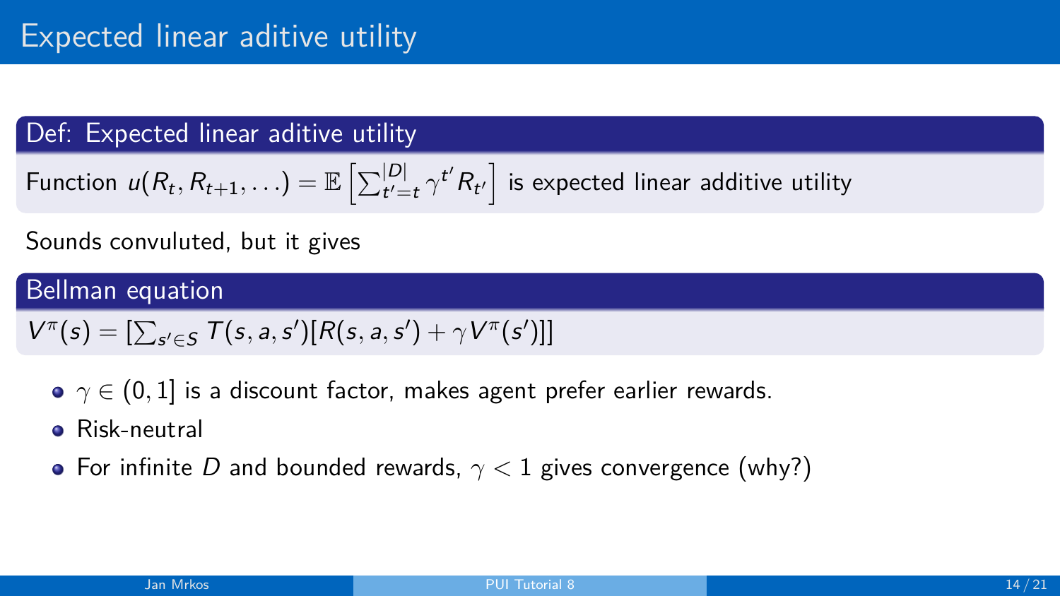# Expected linear aditive utility

**Def: Expected linear aditive utility**

Function $u(R_t, R_{t+1}, \ldots) = \mathbb{E}\left[\sum_{t'=t}^{|D|} \gamma^{t'} R_{t'}\right]$ is expected linear additive utility

Sounds convuluted, but it gives

**Bellman equation**

$V^{\pi}(s) = [\sum_{s' \in S} T(s, a, s')[R(s, a, s') + \gamma V^{\pi}(s')]]$

- $\gamma \in (0, 1]$ is a discount factor, makes agent prefer earlier rewards.
- Risk-neutral
- For infinite $D$ and bounded rewards, $\gamma < 1$ gives convergence (why?)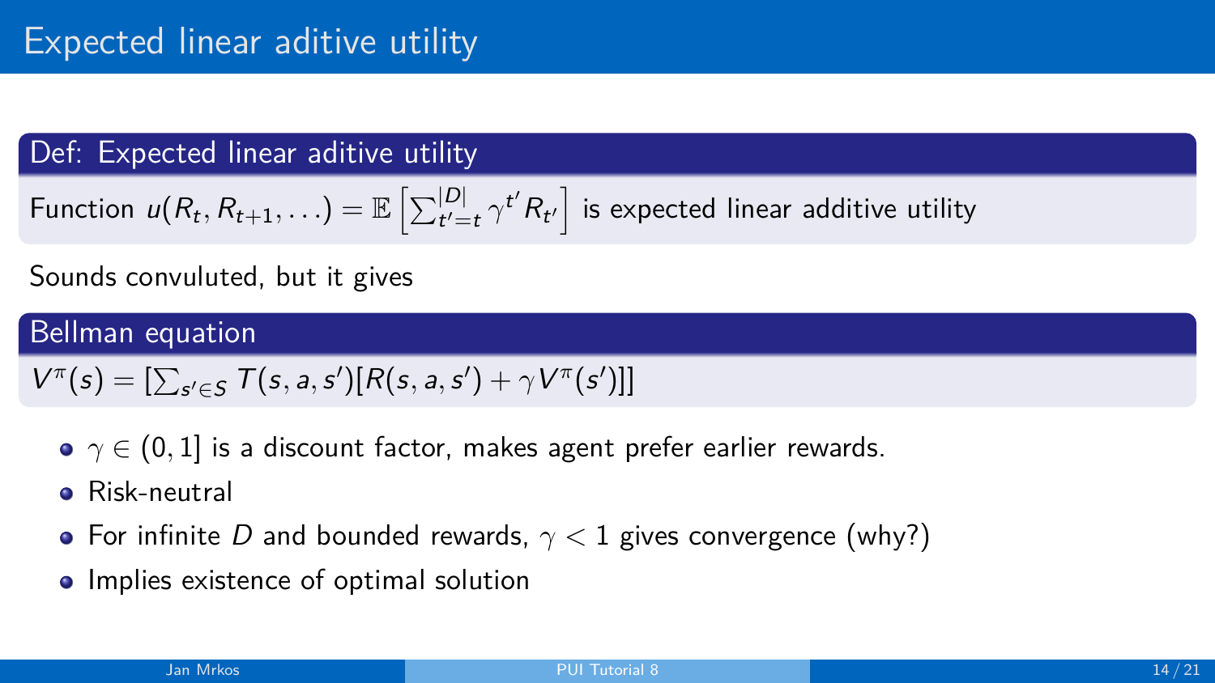# Expected linear aditive utility

**Def: Expected linear aditive utility**

Function $u(R_t, R_{t+1}, \ldots) = \mathbb{E}\left[\sum_{t'=t}^{|D|} \gamma^{t'} R_{t'}\right]$ is expected linear additive utility

Sounds convuluted, but it gives

**Bellman equation**

$$V^\pi(s) = [\sum_{s' \in S} T(s, a, s')[R(s, a, s') + \gamma V^\pi(s')]]$$

- $\gamma \in (0, 1]$ is a discount factor, makes agent prefer earlier rewards.
- Risk-neutral
- For infinite $D$ and bounded rewards, $\gamma < 1$ gives convergence (why?)
- Implies existence of optimal solution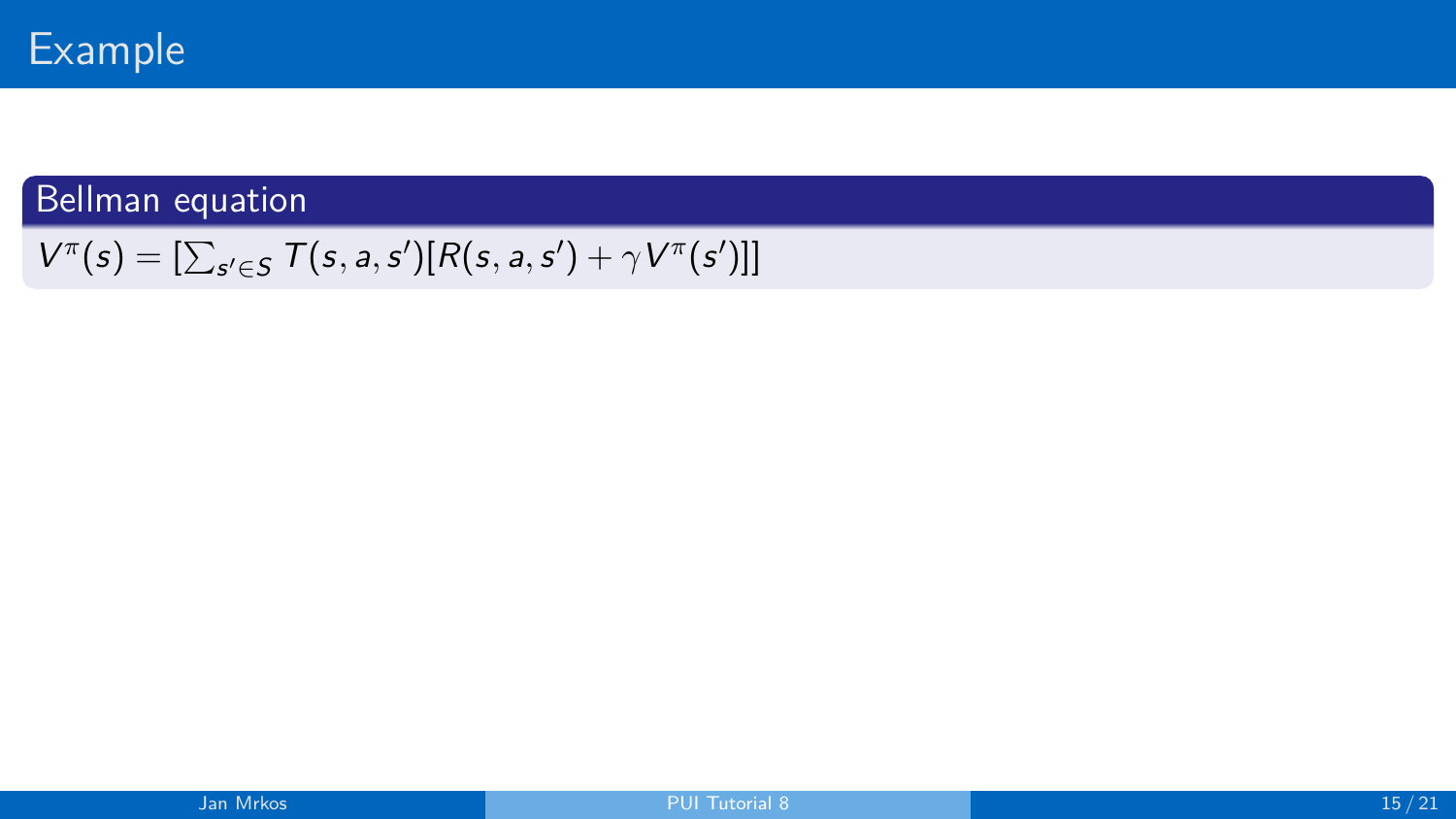# Example

## Bellman equation

$$V^{\pi}(s) = [\sum_{s' \in S} T(s, a, s')[R(s, a, s') + \gamma V^{\pi}(s')]]$$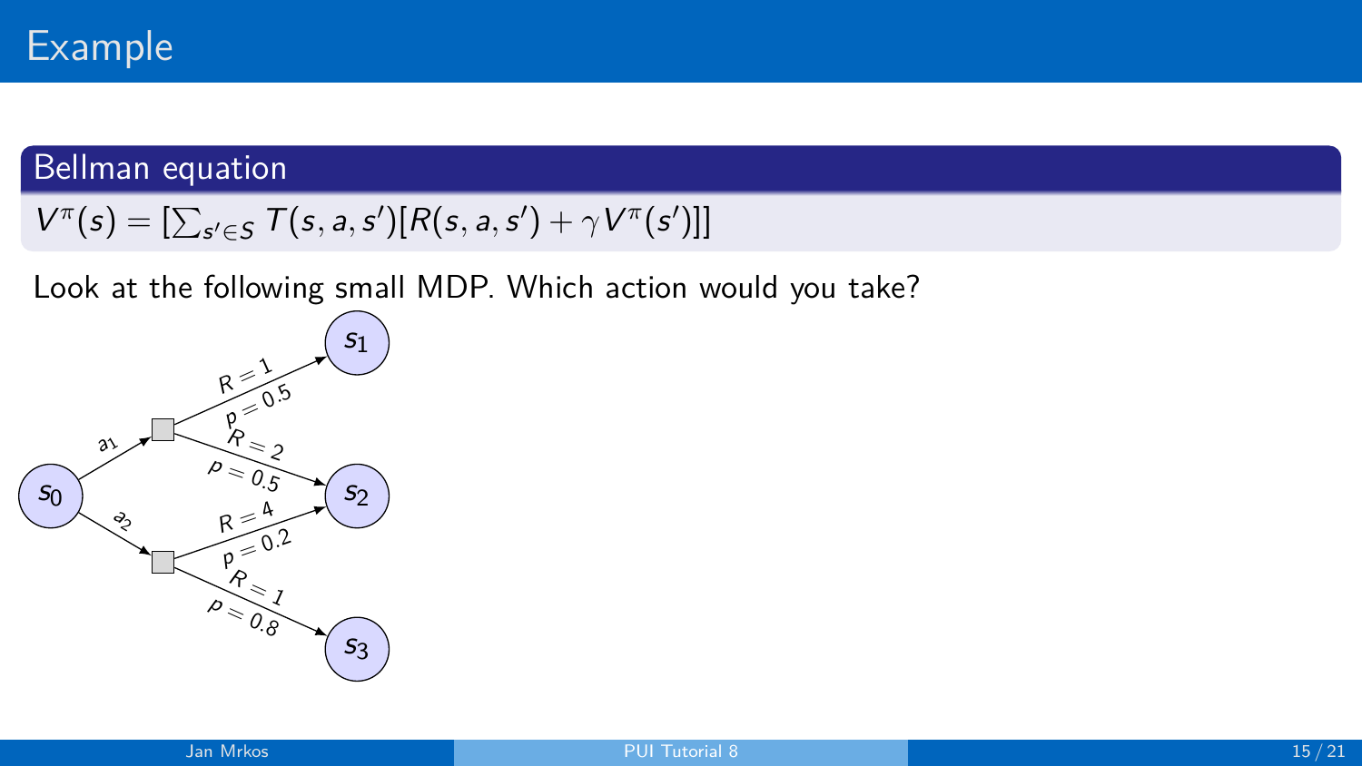# Example

**Bellman equation**

$$V^{\pi}(s) = [\sum_{s' \in S} T(s, a, s')[R(s, a, s') + \gamma V^{\pi}(s')]]$$

Look at the following small MDP. Which action would you take?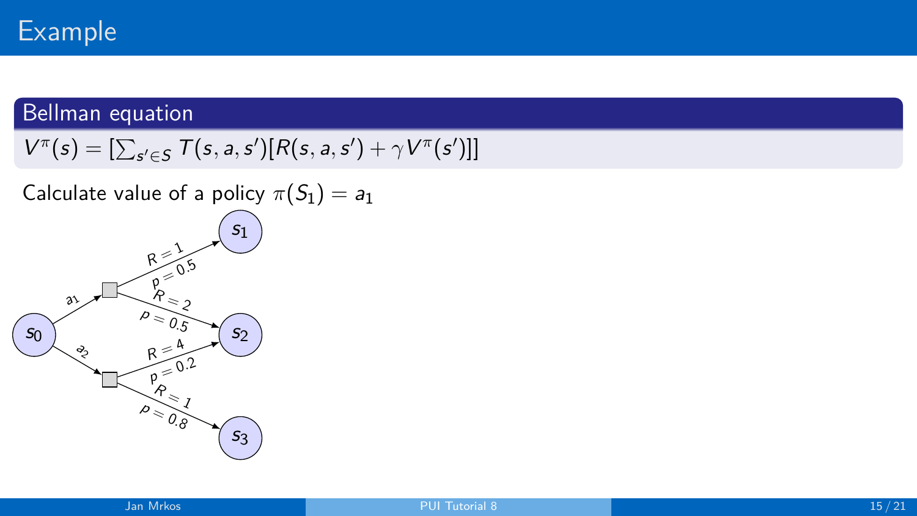# Example

**Bellman equation**

$V^{\pi}(s) = [\sum_{s' \in S} T(s, a, s')[R(s, a, s') + \gamma V^{\pi}(s')]]$

Calculate value of a policy $\pi(S_1) = a_1$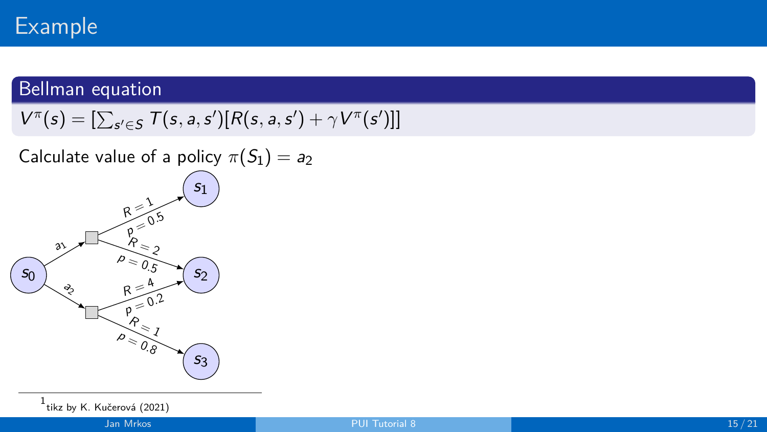# Example

## Bellman equation

$$V^{\pi}(s) = [\sum_{s' \in S} T(s,a,s')[R(s,a,s') + \gamma V^{\pi}(s')]]$$

Calculate value of a policy $\pi(S_1) = a_2$

$s_0$ — $a_1$ → ($R = 1$, $p = 0.5$) → $s_1$; ($R = 2$, $p = 0.5$) → $s_2$

$s_0$ — $a_2$ → ($R = 4$, $p = 0.2$) → $s_2$; ($R = 1$, $p = 0.8$) → $s_3$

[1] tikz by K. Kučerová (2021)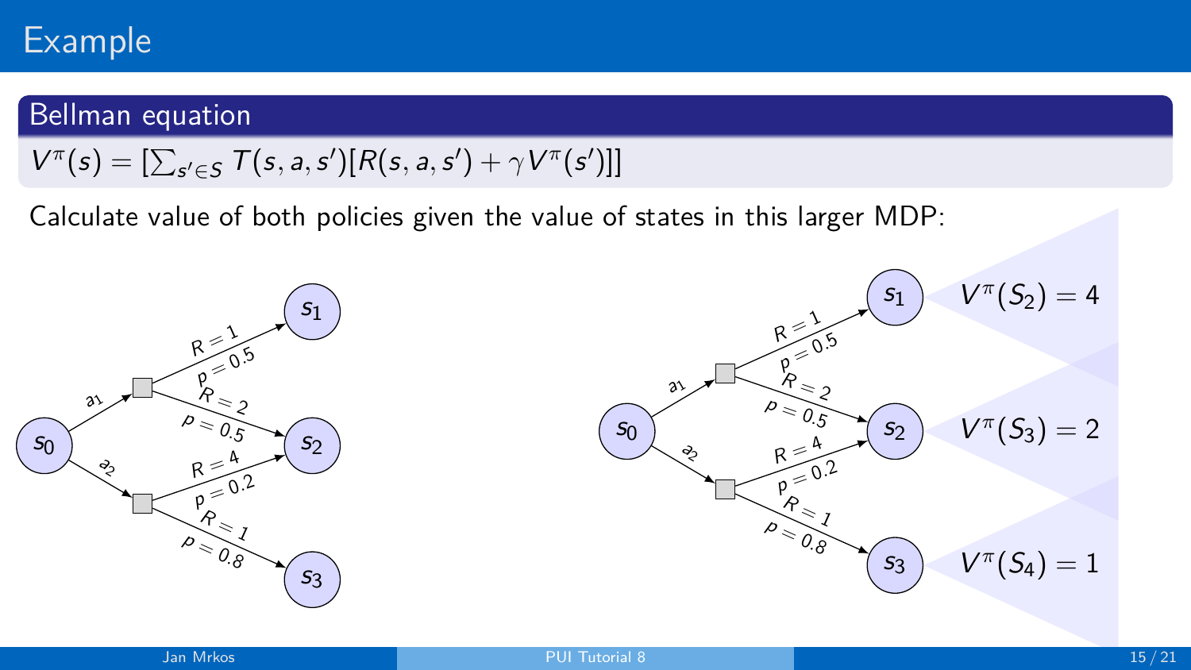# Example

## Bellman equation

$$V^{\pi}(s) = [\sum_{s' \in S} T(s,a,s')[R(s,a,s') + \gamma V^{\pi}(s')]]$$

Calculate value of both policies given the value of states in this larger MDP:

$V^{\pi}(S_2) = 4$

$V^{\pi}(S_3) = 2$

$V^{\pi}(S_4) = 1$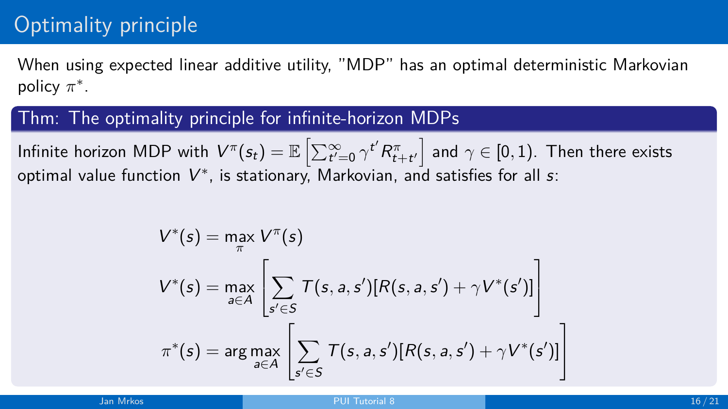# Optimality principle

When using expected linear additive utility, "MDP" has an optimal deterministic Markovian policy $\pi^*$.

## Thm: The optimality principle for infinite-horizon MDPs

Infinite horizon MDP with $V^\pi(s_t) = \mathbb{E}\left[\sum_{t'=0}^{\infty} \gamma^{t'} R^\pi_{t+t'}\right]$ and $\gamma \in [0, 1)$. Then there exists optimal value function $V^*$, is stationary, Markovian, and satisfies for all $s$:

$$V^*(s) = \max_{\pi} V^\pi(s)$$

$$V^*(s) = \max_{a \in A} \left[ \sum_{s' \in S} T(s, a, s')[R(s, a, s') + \gamma V^*(s')] \right]$$

$$\pi^*(s) = \arg\max_{a \in A} \left[ \sum_{s' \in S} T(s, a, s')[R(s, a, s') + \gamma V^*(s')] \right]$$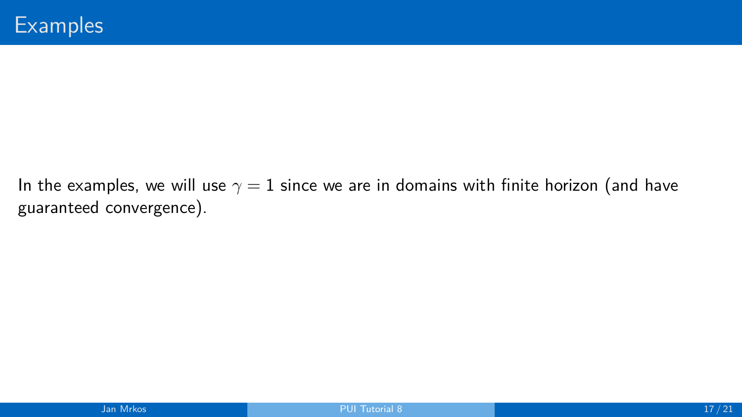# Examples

In the examples, we will use $\gamma = 1$ since we are in domains with finite horizon (and have guaranteed convergence).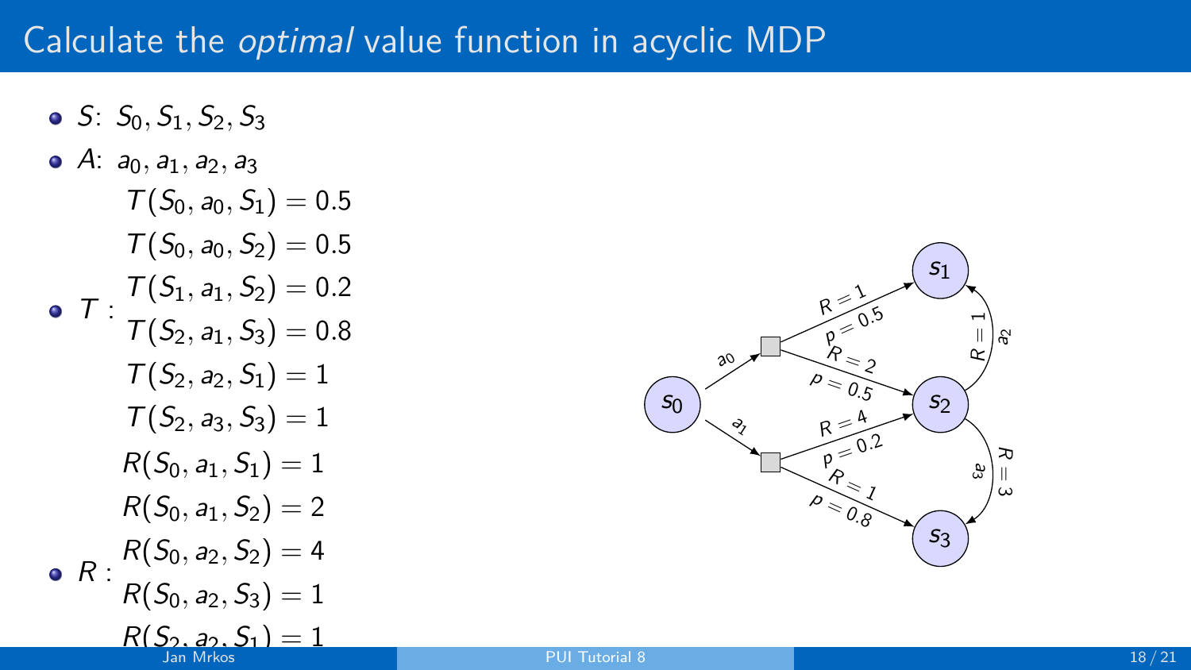# Calculate the *optimal* value function in acyclic MDP

- $S$: $S_0, S_1, S_2, S_3$
- $A$: $a_0, a_1, a_2, a_3$
- $T$ :

$$T(S_0, a_0, S_1) = 0.5$$
$$T(S_0, a_0, S_2) = 0.5$$
$$T(S_1, a_1, S_2) = 0.2$$
$$T(S_2, a_1, S_3) = 0.8$$
$$T(S_2, a_2, S_1) = 1$$
$$T(S_2, a_3, S_3) = 1$$

- $R$ :

$$R(S_0, a_1, S_1) = 1$$
$$R(S_0, a_1, S_2) = 2$$
$$R(S_0, a_2, S_2) = 4$$
$$R(S_0, a_2, S_3) = 1$$
$$R(S_2, a_2, S_1) = 1$$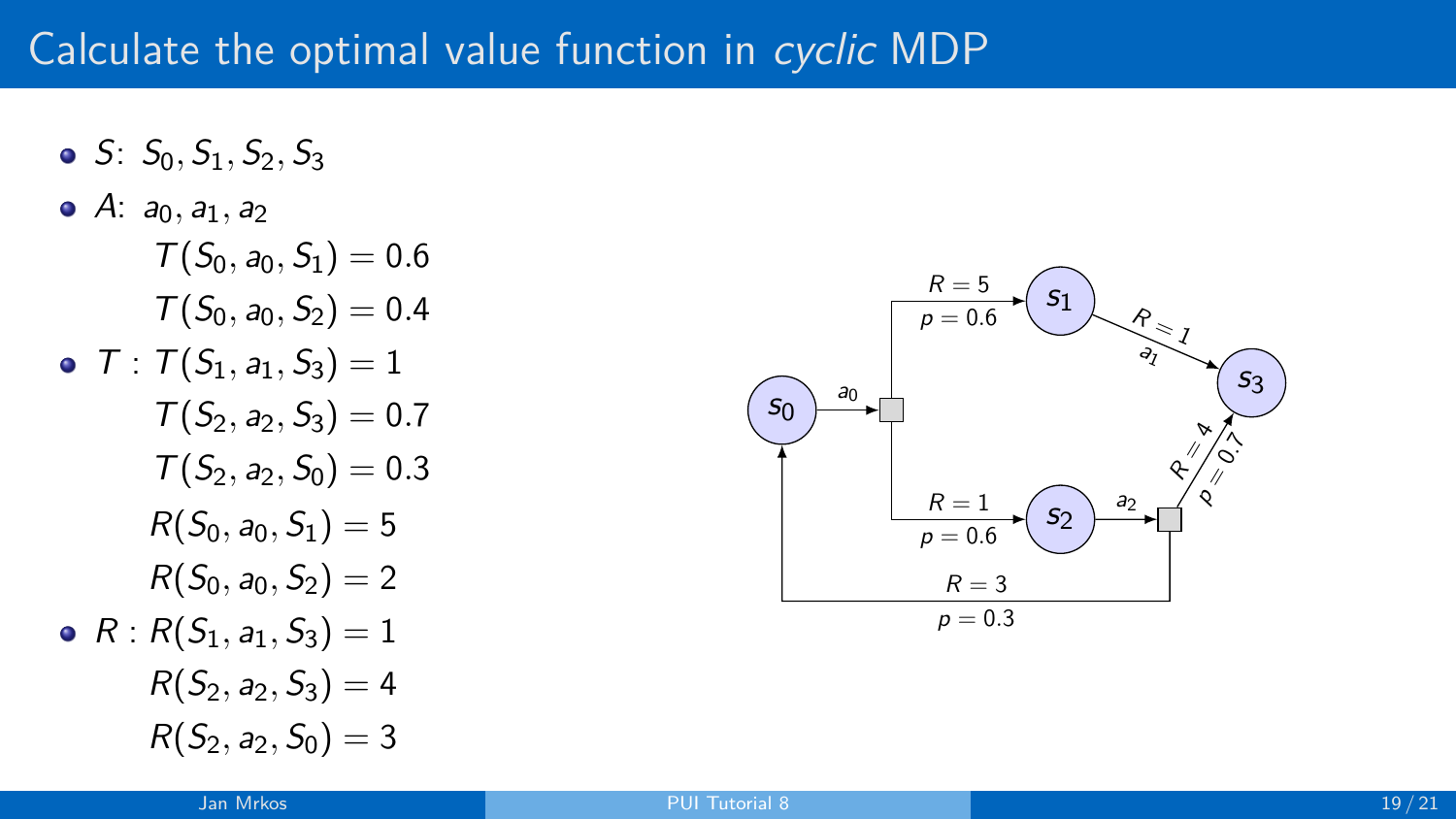# Calculate the optimal value function in *cyclic* MDP

- $S$: $S_0, S_1, S_2, S_3$
- $A$: $a_0, a_1, a_2$

  $T(S_0, a_0, S_1) = 0.6$

  $T(S_0, a_0, S_2) = 0.4$
- $T$ : $T(S_1, a_1, S_3) = 1$

  $T(S_2, a_2, S_3) = 0.7$

  $T(S_2, a_2, S_0) = 0.3$

  $R(S_0, a_0, S_1) = 5$

  $R(S_0, a_0, S_2) = 2$
- $R$ : $R(S_1, a_1, S_3) = 1$

  $R(S_2, a_2, S_3) = 4$

  $R(S_2, a_2, S_0) = 3$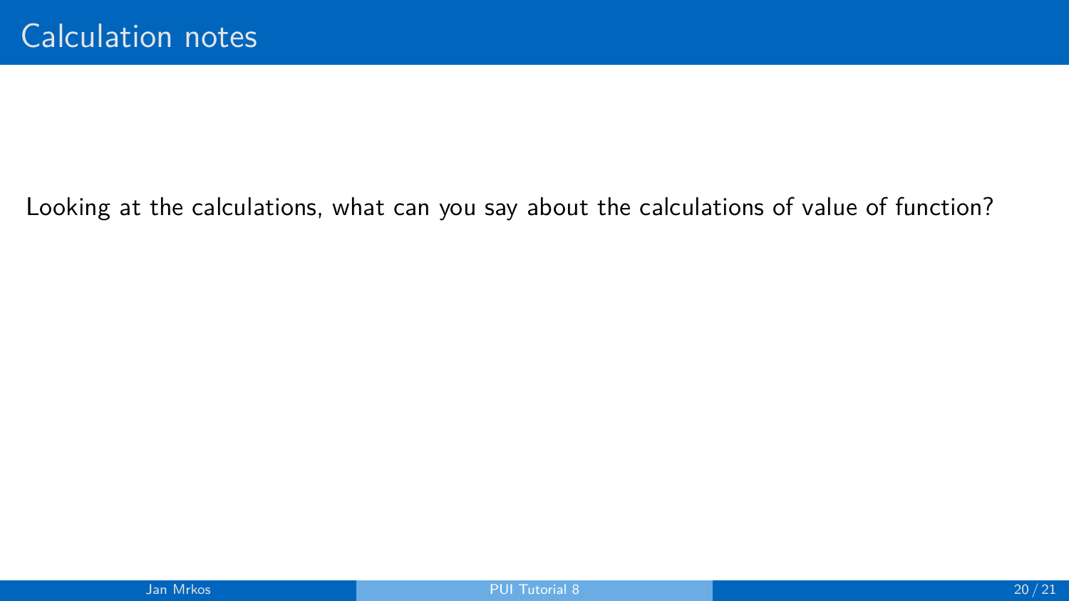# Calculation notes

Looking at the calculations, what can you say about the calculations of value of function?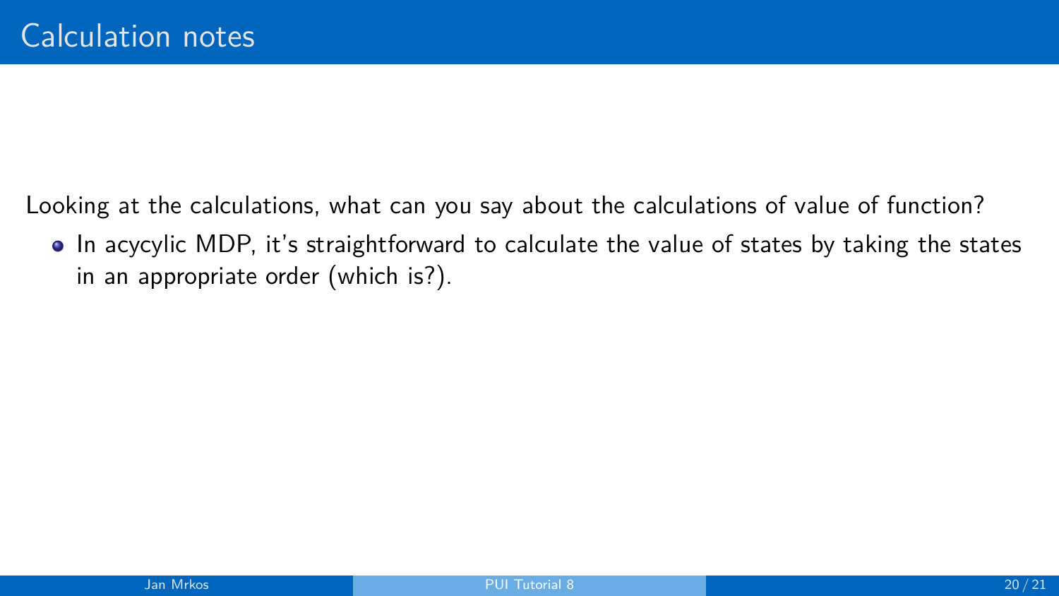# Calculation notes

Looking at the calculations, what can you say about the calculations of value of function?

- In acycylic MDP, it's straightforward to calculate the value of states by taking the states in an appropriate order (which is?).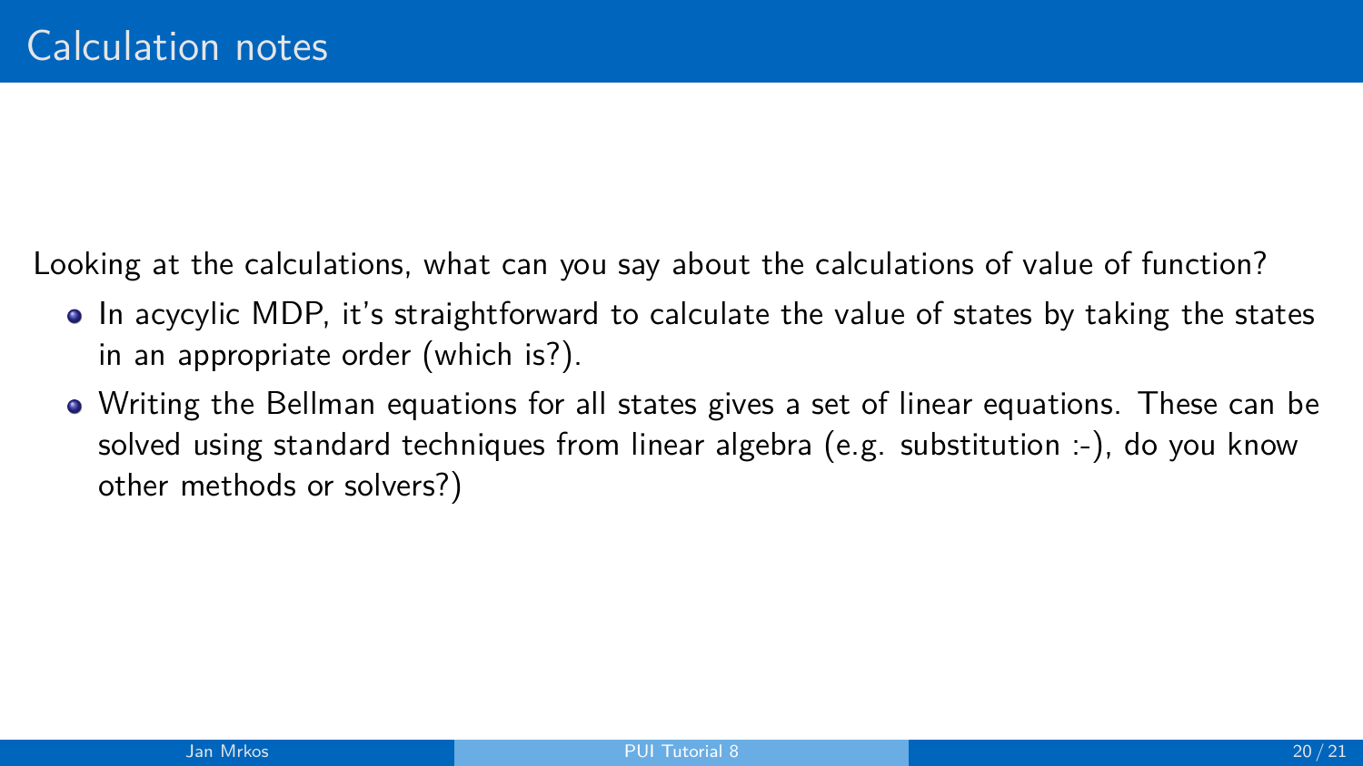# Calculation notes

Looking at the calculations, what can you say about the calculations of value of function?

- In acycylic MDP, it's straightforward to calculate the value of states by taking the states in an appropriate order (which is?).
- Writing the Bellman equations for all states gives a set of linear equations. These can be solved using standard techniques from linear algebra (e.g. substitution :-), do you know other methods or solvers?)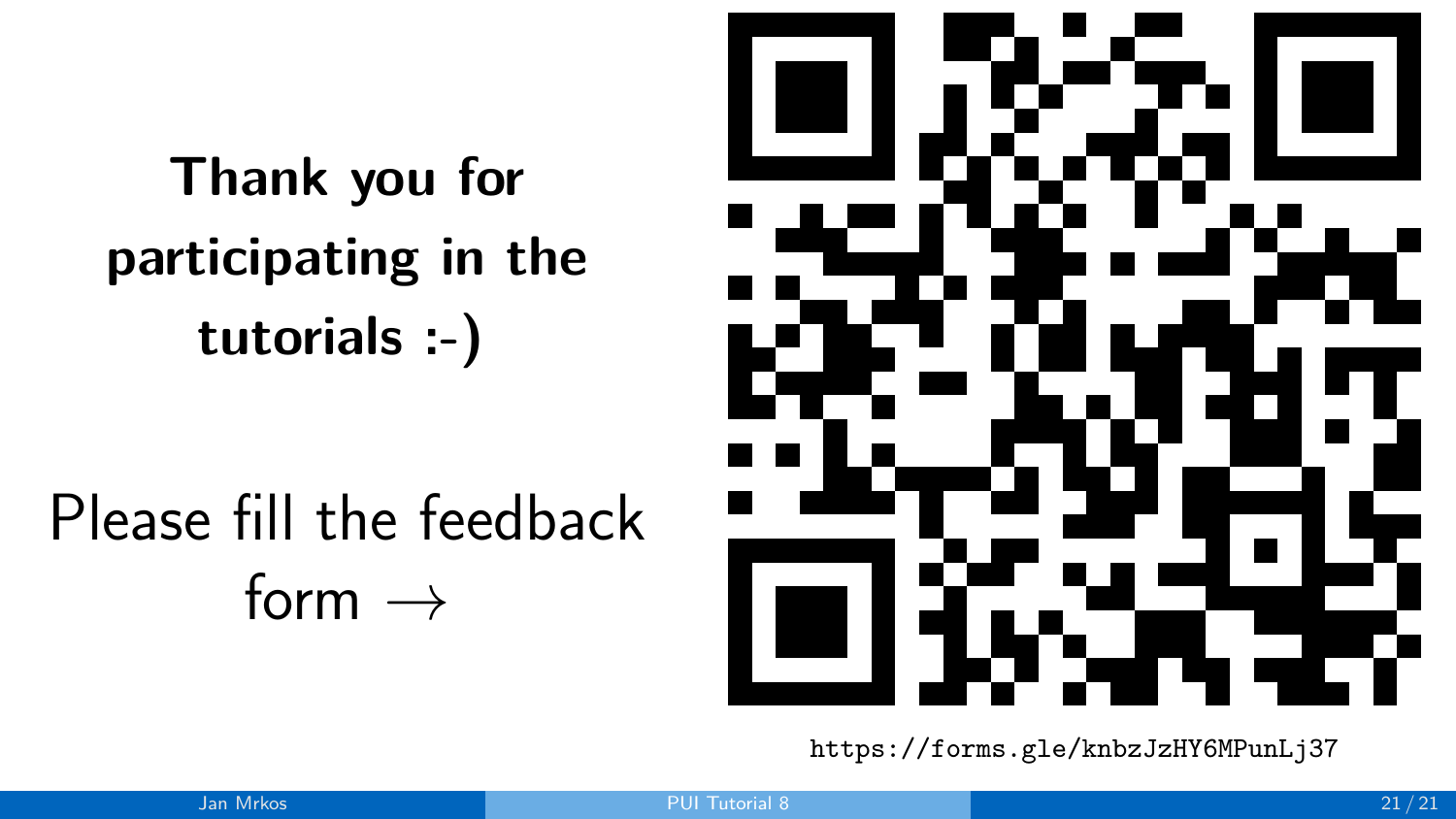**Thank you for participating in the tutorials :-)**

Please fill the feedback form →

https://forms.gle/knbzJzHY6MPunLj37